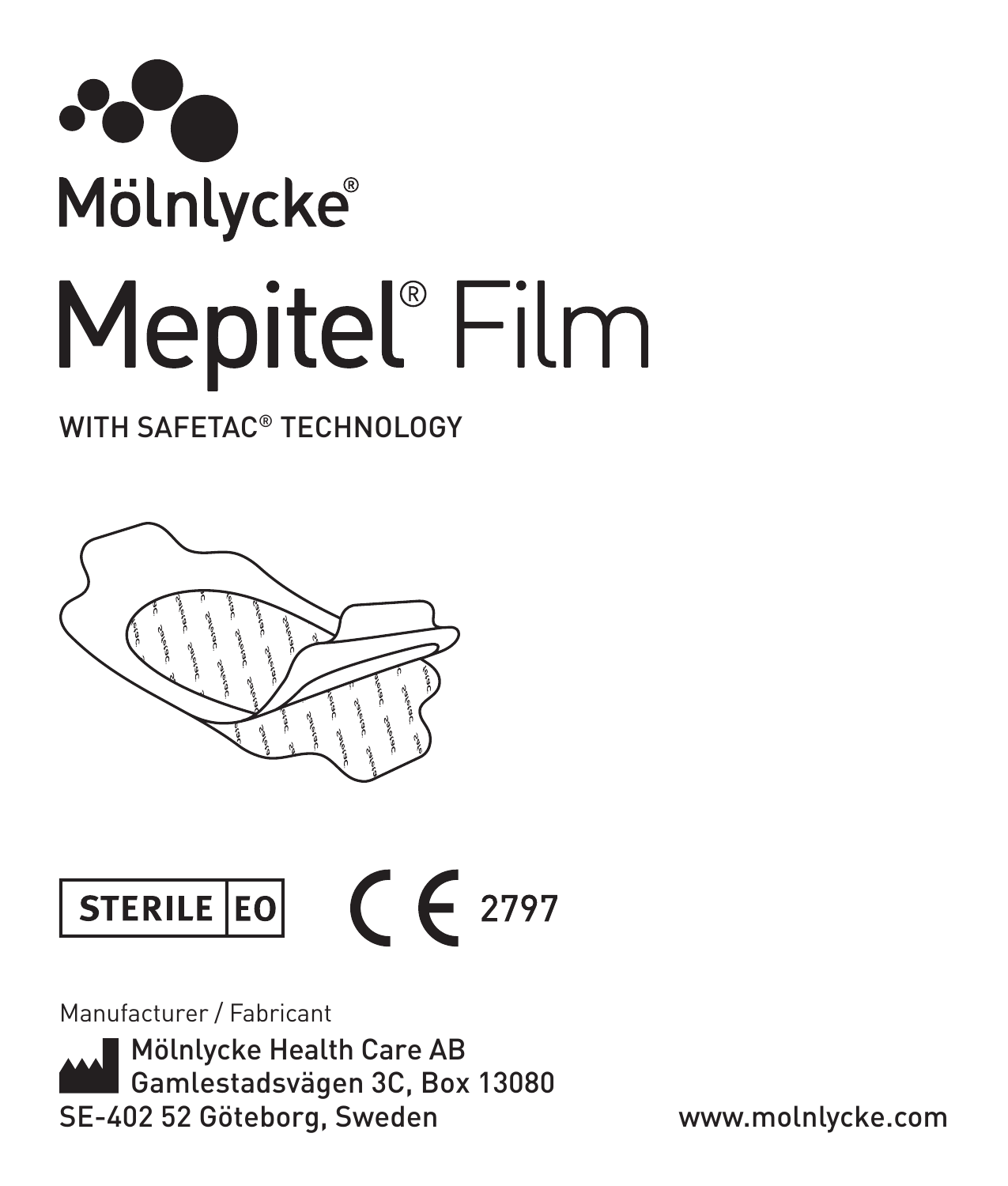Mölnlycke®

# Mepitel® Film

WITH SAFETAC® TECHNOLOGY

STERILE | EO

CE 2797

Manufacturer / Fabricant

Mölnlycke Health Care AB
Gamlestadsvägen 3C, Box 13080
SE-402 52 Göteborg, Sweden

www.molnlycke.com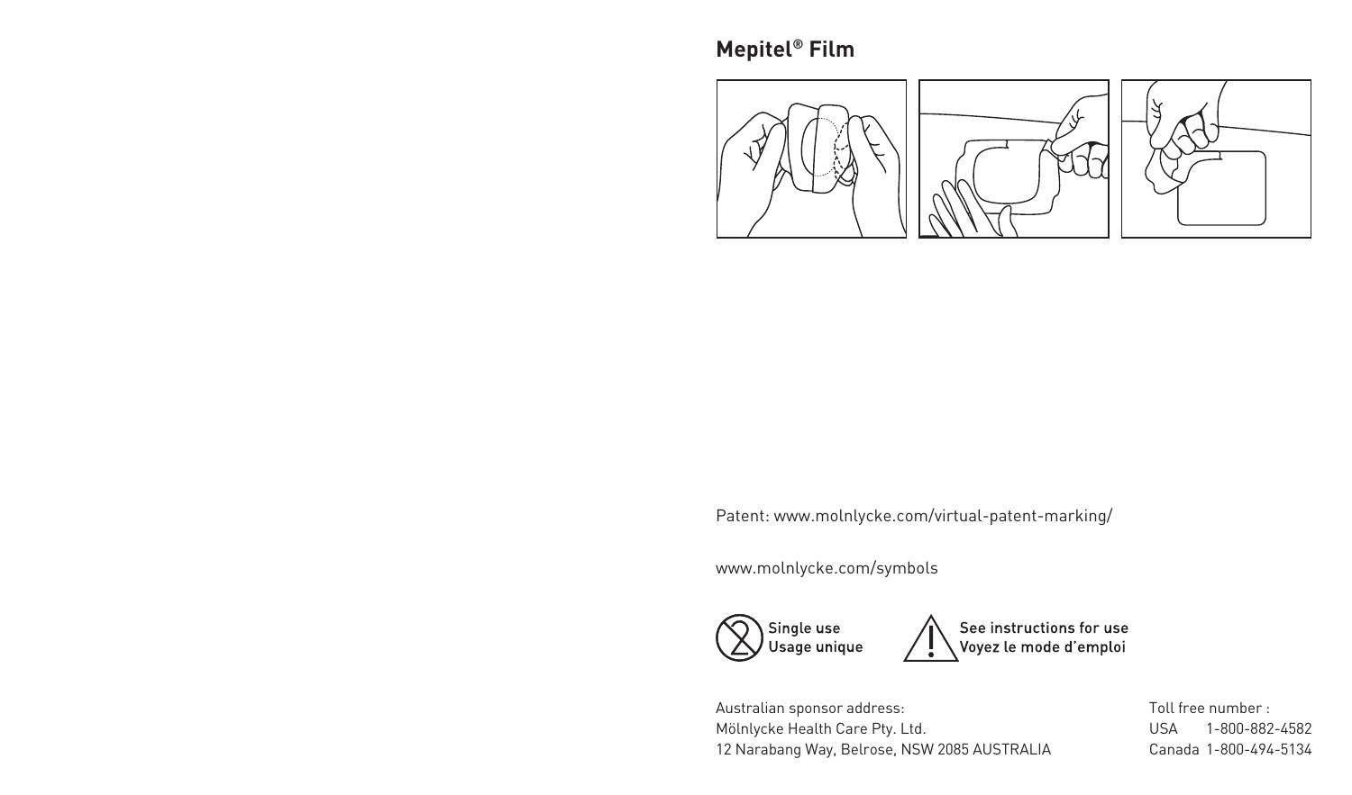## Mepitel® Film

Patent: www.molnlycke.com/virtual-patent-marking/

www.molnlycke.com/symbols

Single use
Usage unique

See instructions for use
Voyez le mode d'emploi

Australian sponsor address:
Mölnlycke Health Care Pty. Ltd.
12 Narabang Way, Belrose, NSW 2085 AUSTRALIA

Toll free number :
USA 1-800-882-4582
Canada 1-800-494-5134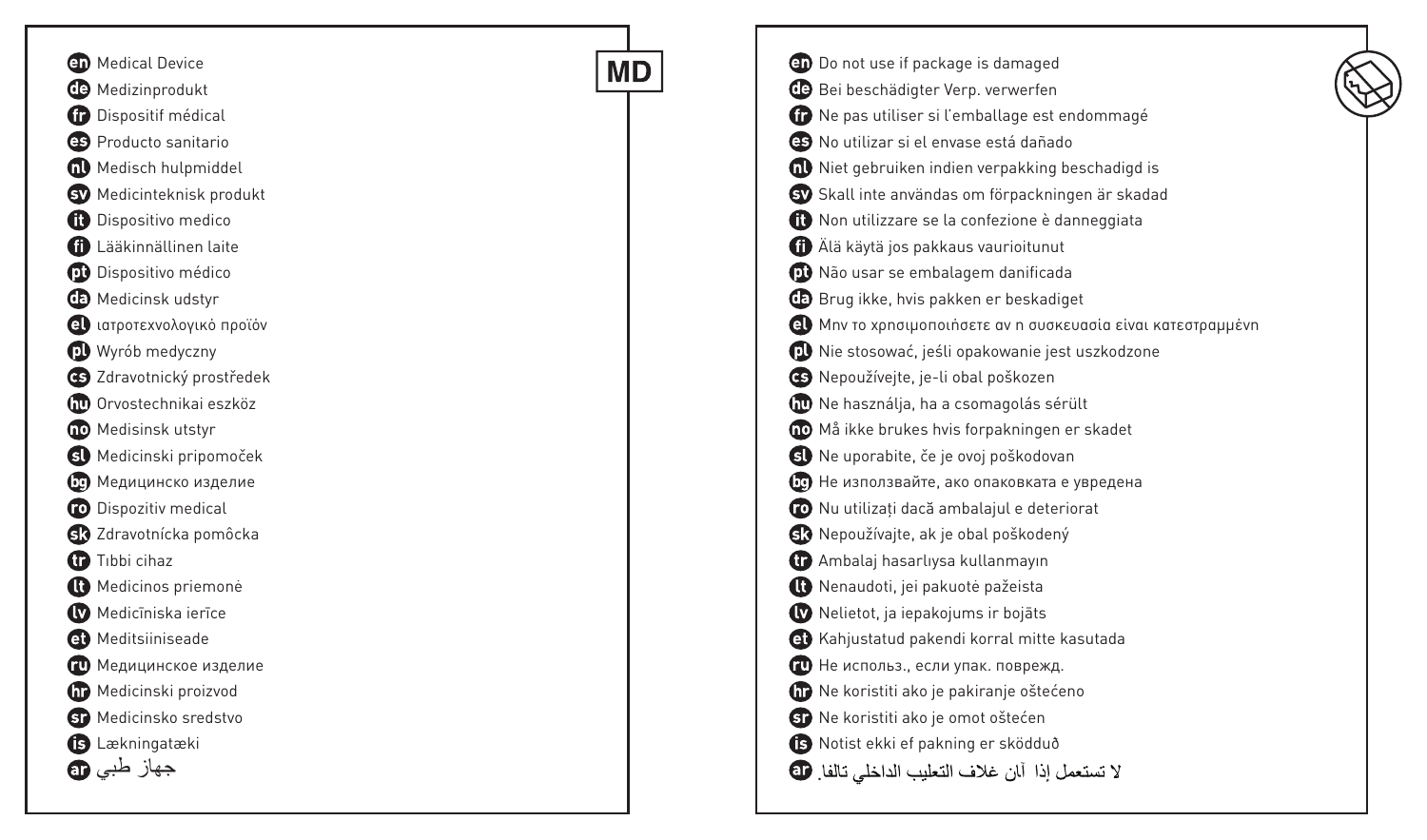**MD**

- **en** Medical Device
- **de** Medizinprodukt
- **fr** Dispositif médical
- **es** Producto sanitario
- **nl** Medisch hulpmiddel
- **sv** Medicinteknisk produkt
- **it** Dispositivo medico
- **fi** Lääkinnällinen laite
- **pt** Dispositivo médico
- **da** Medicinsk udstyr
- **el** ιατροτεχνολογικό προϊόν
- **pl** Wyrób medyczny
- **cs** Zdravotnický prostředek
- **hu** Orvostechnikai eszköz
- **no** Medisinsk utstyr
- **sl** Medicinski pripomoček
- **bg** Медицинско изделие
- **ro** Dispozitiv medical
- **sk** Zdravotnícka pomôcka
- **tr** Tıbbi cihaz
- **lt** Medicinos priemonė
- **lv** Medicīniska ierīce
- **et** Meditsiiniseade
- **ru** Медицинское изделие
- **hr** Medicinski proizvod
- **sr** Medicinsko sredstvo
- **is** Lækningatæki
- **ar** جهاز طبي

- **en** Do not use if package is damaged
- **de** Bei beschädigter Verp. verwerfen
- **fr** Ne pas utiliser si l'emballage est endommagé
- **es** No utilizar si el envase está dañado
- **nl** Niet gebruiken indien verpakking beschadigd is
- **sv** Skall inte användas om förpackningen är skadad
- **it** Non utilizzare se la confezione è danneggiata
- **fi** Älä käytä jos pakkaus vaurioitunut
- **pt** Não usar se embalagem danificada
- **da** Brug ikke, hvis pakken er beskadiget
- **el** Μην το χρησιμοποιήσετε αν η συσκευασία είναι κατεστραμμένη
- **pl** Nie stosować, jeśli opakowanie jest uszkodzone
- **cs** Nepoužívejte, je-li obal poškozen
- **hu** Ne használja, ha a csomagolás sérült
- **no** Må ikke brukes hvis forpakningen er skadet
- **sl** Ne uporabite, če je ovoj poškodovan
- **bg** Не използвайте, ако опаковката е увредена
- **ro** Nu utilizați dacă ambalajul e deteriorat
- **sk** Nepoužívajte, ak je obal poškodený
- **tr** Ambalaj hasarlıysa kullanmayın
- **lt** Nenaudoti, jei pakuotė pažeista
- **lv** Nelietot, ja iepakojums ir bojāts
- **et** Kahjustatud pakendi korral mitte kasutada
- **ru** Не использ., если упак. поврежд.
- **hr** Ne koristiti ako je pakiranje oštećeno
- **sr** Ne koristiti ako je omot oštećen
- **is** Notist ekki ef pakning er sködduð
- **ar** لا تستعمل إذا آان غلاف التعليب الداخلي تالفا.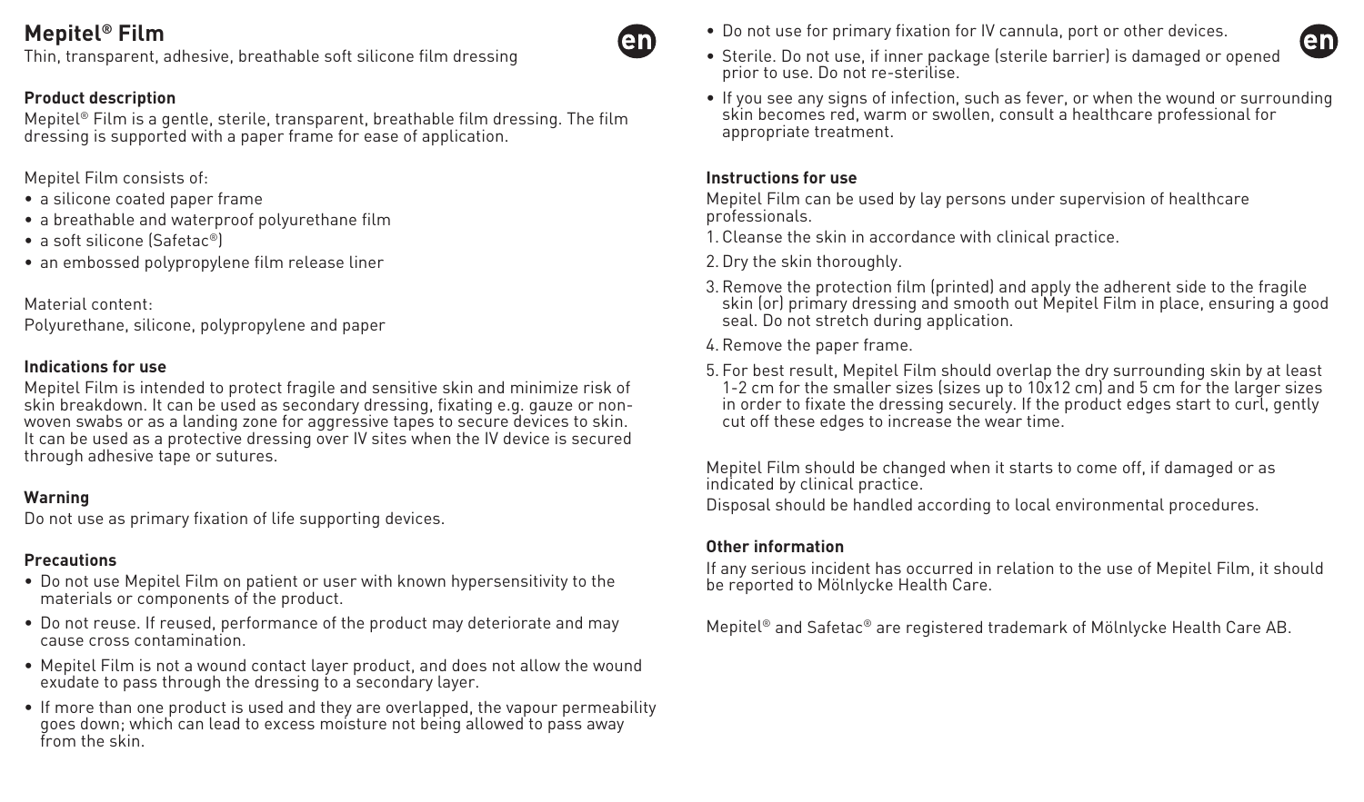# Mepitel® Film

Thin, transparent, adhesive, breathable soft silicone film dressing

### Product description

Mepitel® Film is a gentle, sterile, transparent, breathable film dressing. The film dressing is supported with a paper frame for ease of application.

Mepitel Film consists of:

- a silicone coated paper frame
- a breathable and waterproof polyurethane film
- a soft silicone (Safetac®)
- an embossed polypropylene film release liner

Material content:
Polyurethane, silicone, polypropylene and paper

### Indications for use

Mepitel Film is intended to protect fragile and sensitive skin and minimize risk of skin breakdown. It can be used as secondary dressing, fixating e.g. gauze or non-woven swabs or as a landing zone for aggressive tapes to secure devices to skin. It can be used as a protective dressing over IV sites when the IV device is secured through adhesive tape or sutures.

### Warning

Do not use as primary fixation of life supporting devices.

### Precautions

- Do not use Mepitel Film on patient or user with known hypersensitivity to the materials or components of the product.
- Do not reuse. If reused, performance of the product may deteriorate and may cause cross contamination.
- Mepitel Film is not a wound contact layer product, and does not allow the wound exudate to pass through the dressing to a secondary layer.
- If more than one product is used and they are overlapped, the vapour permeability goes down; which can lead to excess moisture not being allowed to pass away from the skin.
- Do not use for primary fixation for IV cannula, port or other devices.
- Sterile. Do not use, if inner package (sterile barrier) is damaged or opened prior to use. Do not re-sterilise.
- If you see any signs of infection, such as fever, or when the wound or surrounding skin becomes red, warm or swollen, consult a healthcare professional for appropriate treatment.

### Instructions for use

Mepitel Film can be used by lay persons under supervision of healthcare professionals.

1. Cleanse the skin in accordance with clinical practice.
2. Dry the skin thoroughly.
3. Remove the protection film (printed) and apply the adherent side to the fragile skin (or) primary dressing and smooth out Mepitel Film in place, ensuring a good seal. Do not stretch during application.
4. Remove the paper frame.
5. For best result, Mepitel Film should overlap the dry surrounding skin by at least 1-2 cm for the smaller sizes (sizes up to 10x12 cm) and 5 cm for the larger sizes in order to fixate the dressing securely. If the product edges start to curl, gently cut off these edges to increase the wear time.

Mepitel Film should be changed when it starts to come off, if damaged or as indicated by clinical practice.

Disposal should be handled according to local environmental procedures.

### Other information

If any serious incident has occurred in relation to the use of Mepitel Film, it should be reported to Mölnlycke Health Care.

Mepitel® and Safetac® are registered trademark of Mölnlycke Health Care AB.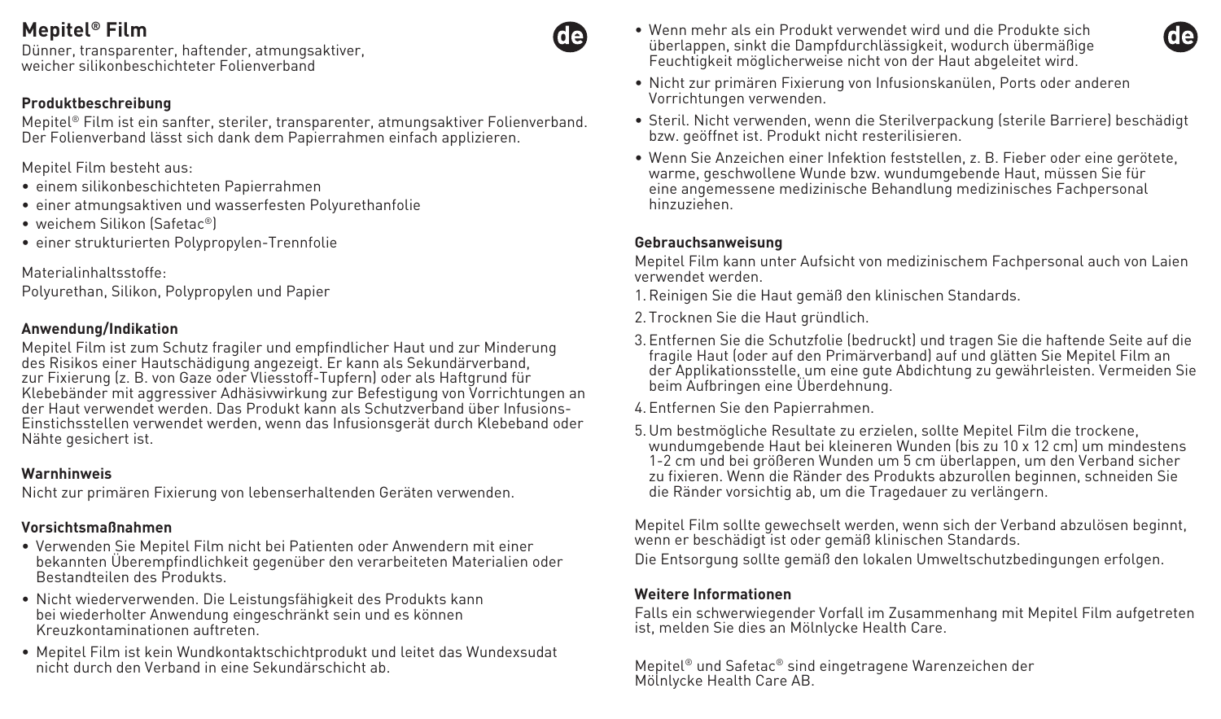# Mepitel® Film

Dünner, transparenter, haftender, atmungsaktiver, weicher silikonbeschichteter Folienverband

**Produktbeschreibung**

Mepitel® Film ist ein sanfter, steriler, transparenter, atmungsaktiver Folienverband. Der Folienverband lässt sich dank dem Papierrahmen einfach applizieren.

Mepitel Film besteht aus:

- einem silikonbeschichteten Papierrahmen
- einer atmungsaktiven und wasserfesten Polyurethanfolie
- weichem Silikon (Safetac®)
- einer strukturierten Polypropylen-Trennfolie

Materialinhaltsstoffe:
Polyurethan, Silikon, Polypropylen und Papier

**Anwendung/Indikation**

Mepitel Film ist zum Schutz fragiler und empfindlicher Haut und zur Minderung des Risikos einer Hautschädigung angezeigt. Er kann als Sekundärverband, zur Fixierung (z. B. von Gaze oder Vliesstoff-Tupfern) oder als Haftgrund für Klebebänder mit aggressiver Adhäsivwirkung zur Befestigung von Vorrichtungen an der Haut verwendet werden. Das Produkt kann als Schutzverband über Infusions-Einstichsstellen verwendet werden, wenn das Infusionsgerät durch Klebeband oder Nähte gesichert ist.

**Warnhinweis**

Nicht zur primären Fixierung von lebenserhaltenden Geräten verwenden.

**Vorsichtsmaßnahmen**

- Verwenden Sie Mepitel Film nicht bei Patienten oder Anwendern mit einer bekannten Überempfindlichkeit gegenüber den verarbeiteten Materialien oder Bestandteilen des Produkts.
- Nicht wiederverwenden. Die Leistungsfähigkeit des Produkts kann bei wiederholter Anwendung eingeschränkt sein und es können Kreuzkontaminationen auftreten.
- Mepitel Film ist kein Wundkontaktschichtprodukt und leitet das Wundexsudat nicht durch den Verband in eine Sekundärschicht ab.
- Wenn mehr als ein Produkt verwendet wird und die Produkte sich überlappen, sinkt die Dampfdurchlässigkeit, wodurch übermäßige Feuchtigkeit möglicherweise nicht von der Haut abgeleitet wird.
- Nicht zur primären Fixierung von Infusionskanülen, Ports oder anderen Vorrichtungen verwenden.
- Steril. Nicht verwenden, wenn die Sterilverpackung (sterile Barriere) beschädigt bzw. geöffnet ist. Produkt nicht resterilisieren.
- Wenn Sie Anzeichen einer Infektion feststellen, z. B. Fieber oder eine gerötete, warme, geschwollene Wunde bzw. wundumgebende Haut, müssen Sie für eine angemessene medizinische Behandlung medizinisches Fachpersonal hinzuziehen.

**Gebrauchsanweisung**

Mepitel Film kann unter Aufsicht von medizinischem Fachpersonal auch von Laien verwendet werden.

1. Reinigen Sie die Haut gemäß den klinischen Standards.
2. Trocknen Sie die Haut gründlich.
3. Entfernen Sie die Schutzfolie (bedruckt) und tragen Sie die haftende Seite auf die fragile Haut (oder auf den Primärverband) auf und glätten Sie Mepitel Film an der Applikationsstelle, um eine gute Abdichtung zu gewährleisten. Vermeiden Sie beim Aufbringen eine Überdehnung.
4. Entfernen Sie den Papierrahmen.
5. Um bestmögliche Resultate zu erzielen, sollte Mepitel Film die trockene, wundumgebende Haut bei kleineren Wunden (bis zu 10 x 12 cm) um mindestens 1-2 cm und bei größeren Wunden um 5 cm überlappen, um den Verband sicher zu fixieren. Wenn die Ränder des Produkts abzurollen beginnen, schneiden Sie die Ränder vorsichtig ab, um die Tragedauer zu verlängern.

Mepitel Film sollte gewechselt werden, wenn sich der Verband abzulösen beginnt, wenn er beschädigt ist oder gemäß klinischen Standards.

Die Entsorgung sollte gemäß den lokalen Umweltschutzbedingungen erfolgen.

**Weitere Informationen**

Falls ein schwerwiegender Vorfall im Zusammenhang mit Mepitel Film aufgetreten ist, melden Sie dies an Mölnlycke Health Care.

Mepitel® und Safetac® sind eingetragene Warenzeichen der Mölnlycke Health Care AB.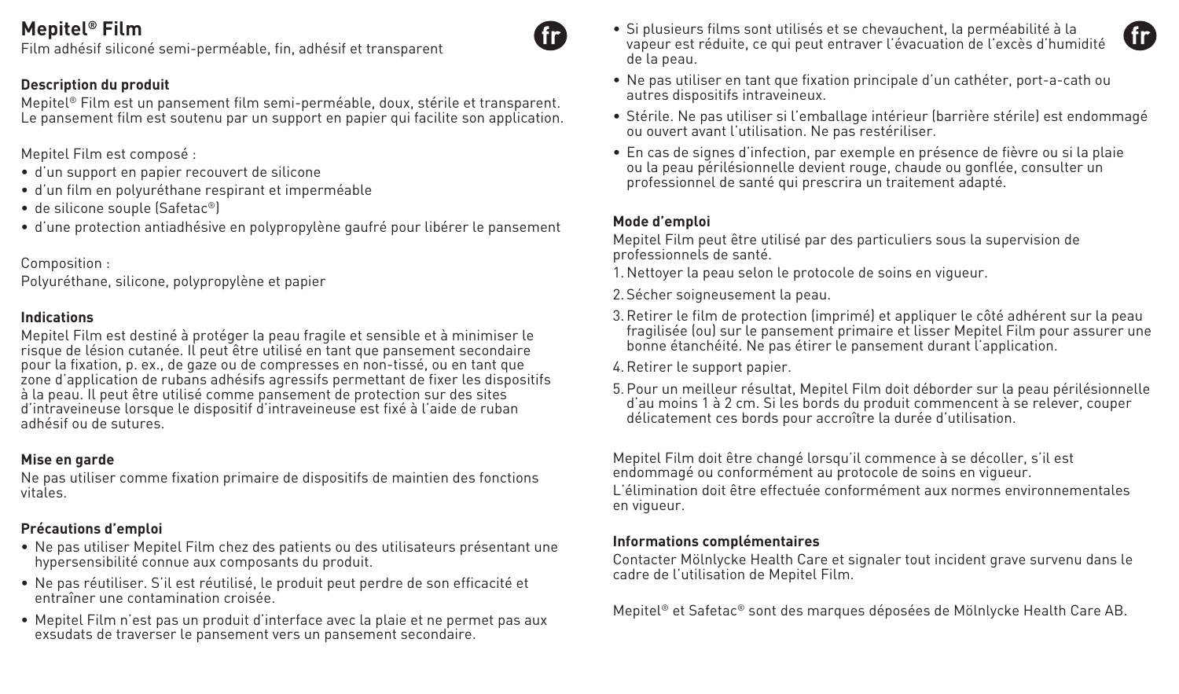# Mepitel® Film

Film adhésif siliconé semi-perméable, fin, adhésif et transparent

### Description du produit

Mepitel® Film est un pansement film semi-perméable, doux, stérile et transparent. Le pansement film est soutenu par un support en papier qui facilite son application.

Mepitel Film est composé :

- d'un support en papier recouvert de silicone
- d'un film en polyuréthane respirant et imperméable
- de silicone souple (Safetac®)
- d'une protection antiadhésive en polypropylène gaufré pour libérer le pansement

Composition :
Polyuréthane, silicone, polypropylène et papier

### Indications

Mepitel Film est destiné à protéger la peau fragile et sensible et à minimiser le risque de lésion cutanée. Il peut être utilisé en tant que pansement secondaire pour la fixation, p. ex., de gaze ou de compresses en non-tissé, ou en tant que zone d'application de rubans adhésifs agressifs permettant de fixer les dispositifs à la peau. Il peut être utilisé comme pansement de protection sur des sites d'intraveineuse lorsque le dispositif d'intraveineuse est fixé à l'aide de ruban adhésif ou de sutures.

### Mise en garde

Ne pas utiliser comme fixation primaire de dispositifs de maintien des fonctions vitales.

### Précautions d'emploi

- Ne pas utiliser Mepitel Film chez des patients ou des utilisateurs présentant une hypersensibilité connue aux composants du produit.
- Ne pas réutiliser. S'il est réutilisé, le produit peut perdre de son efficacité et entraîner une contamination croisée.
- Mepitel Film n'est pas un produit d'interface avec la plaie et ne permet pas aux exsudats de traverser le pansement vers un pansement secondaire.
- Si plusieurs films sont utilisés et se chevauchent, la perméabilité à la vapeur est réduite, ce qui peut entraver l'évacuation de l'excès d'humidité de la peau.
- Ne pas utiliser en tant que fixation principale d'un cathéter, port-a-cath ou autres dispositifs intraveineux.
- Stérile. Ne pas utiliser si l'emballage intérieur (barrière stérile) est endommagé ou ouvert avant l'utilisation. Ne pas restériliser.
- En cas de signes d'infection, par exemple en présence de fièvre ou si la plaie ou la peau périlésionnelle devient rouge, chaude ou gonflée, consulter un professionnel de santé qui prescrira un traitement adapté.

### Mode d'emploi

Mepitel Film peut être utilisé par des particuliers sous la supervision de professionnels de santé.

1. Nettoyer la peau selon le protocole de soins en vigueur.
2. Sécher soigneusement la peau.
3. Retirer le film de protection (imprimé) et appliquer le côté adhérent sur la peau fragilisée (ou) sur le pansement primaire et lisser Mepitel Film pour assurer une bonne étanchéité. Ne pas étirer le pansement durant l'application.
4. Retirer le support papier.
5. Pour un meilleur résultat, Mepitel Film doit déborder sur la peau périlésionnelle d'au moins 1 à 2 cm. Si les bords du produit commencent à se relever, couper délicatement ces bords pour accroître la durée d'utilisation.

Mepitel Film doit être changé lorsqu'il commence à se décoller, s'il est endommagé ou conformément au protocole de soins en vigueur.

L'élimination doit être effectuée conformément aux normes environnementales en vigueur.

### Informations complémentaires

Contacter Mölnlycke Health Care et signaler tout incident grave survenu dans le cadre de l'utilisation de Mepitel Film.

Mepitel® et Safetac® sont des marques déposées de Mölnlycke Health Care AB.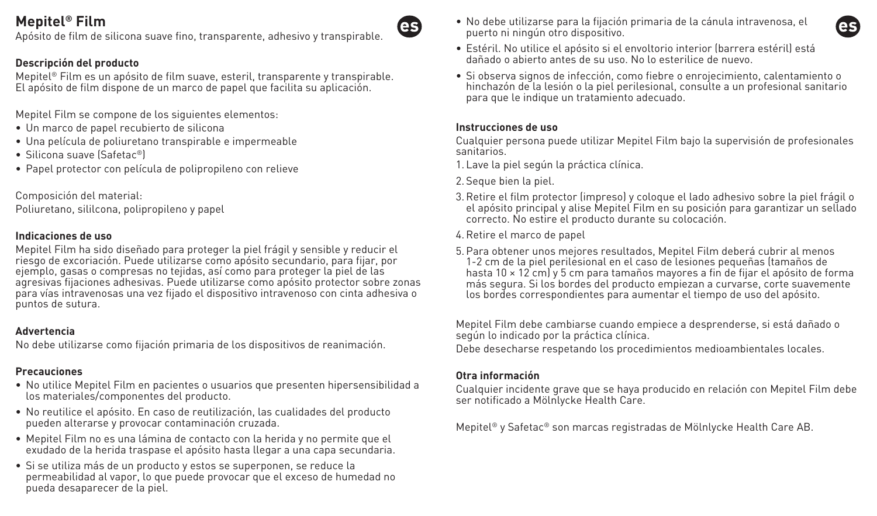# Mepitel® Film

Apósito de film de silicona suave fino, transparente, adhesivo y transpirable.

### Descripción del producto

Mepitel® Film es un apósito de film suave, esteril, transparente y transpirable. El apósito de film dispone de un marco de papel que facilita su aplicación.

Mepitel Film se compone de los siguientes elementos:

- Un marco de papel recubierto de silicona
- Una película de poliuretano transpirable e impermeable
- Silicona suave (Safetac®)
- Papel protector con película de polipropileno con relieve

Composición del material:
Poliuretano, sililcona, polipropileno y papel

### Indicaciones de uso

Mepitel Film ha sido diseñado para proteger la piel frágil y sensible y reducir el riesgo de excoriación. Puede utilizarse como apósito secundario, para fijar, por ejemplo, gasas o compresas no tejidas, así como para proteger la piel de las agresivas fijaciones adhesivas. Puede utilizarse como apósito protector sobre zonas para vías intravenosas una vez fijado el dispositivo intravenoso con cinta adhesiva o puntos de sutura.

### Advertencia

No debe utilizarse como fijación primaria de los dispositivos de reanimación.

### Precauciones

- No utilice Mepitel Film en pacientes o usuarios que presenten hipersensibilidad a los materiales/componentes del producto.
- No reutilice el apósito. En caso de reutilización, las cualidades del producto pueden alterarse y provocar contaminación cruzada.
- Mepitel Film no es una lámina de contacto con la herida y no permite que el exudado de la herida traspase el apósito hasta llegar a una capa secundaria.
- Si se utiliza más de un producto y estos se superponen, se reduce la permeabilidad al vapor, lo que puede provocar que el exceso de humedad no pueda desaparecer de la piel.
- No debe utilizarse para la fijación primaria de la cánula intravenosa, el puerto ni ningún otro dispositivo.
- Estéril. No utilice el apósito si el envoltorio interior (barrera estéril) está dañado o abierto antes de su uso. No lo esterilice de nuevo.
- Si observa signos de infección, como fiebre o enrojecimiento, calentamiento o hinchazón de la lesión o la piel perilesional, consulte a un profesional sanitario para que le indique un tratamiento adecuado.

### Instrucciones de uso

Cualquier persona puede utilizar Mepitel Film bajo la supervisión de profesionales sanitarios.

1. Lave la piel según la práctica clínica.
2. Seque bien la piel.
3. Retire el film protector (impreso) y coloque el lado adhesivo sobre la piel frágil o el apósito principal y alise Mepitel Film en su posición para garantizar un sellado correcto. No estire el producto durante su colocación.
4. Retire el marco de papel
5. Para obtener unos mejores resultados, Mepitel Film deberá cubrir al menos 1-2 cm de la piel perilesional en el caso de lesiones pequeñas (tamaños de hasta 10 × 12 cm) y 5 cm para tamaños mayores a fin de fijar el apósito de forma más segura. Si los bordes del producto empiezan a curvarse, corte suavemente los bordes correspondientes para aumentar el tiempo de uso del apósito.

Mepitel Film debe cambiarse cuando empiece a desprenderse, si está dañado o según lo indicado por la práctica clínica.

Debe desecharse respetando los procedimientos medioambientales locales.

### Otra información

Cualquier incidente grave que se haya producido en relación con Mepitel Film debe ser notificado a Mölnlycke Health Care.

Mepitel® y Safetac® son marcas registradas de Mölnlycke Health Care AB.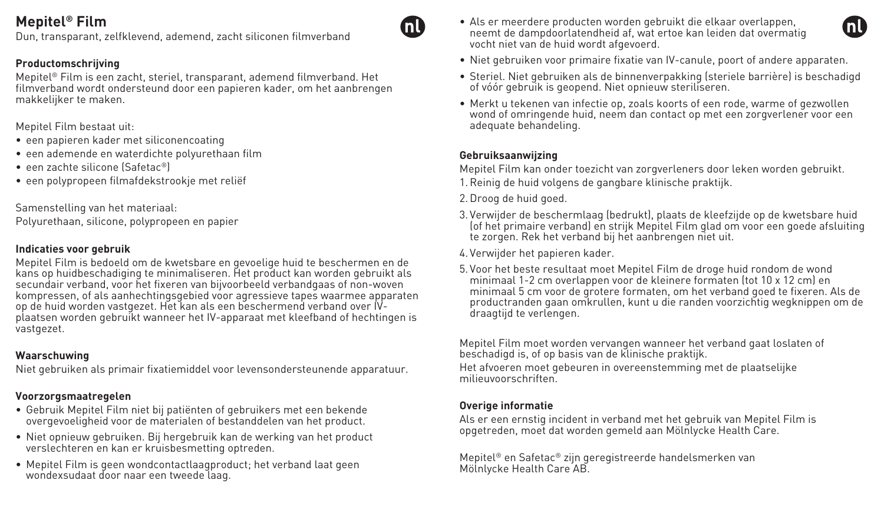# Mepitel® Film

Dun, transparant, zelfklevend, ademend, zacht siliconen filmverband

### Productomschrijving

Mepitel® Film is een zacht, steriel, transparant, ademend filmverband. Het filmverband wordt ondersteund door een papieren kader, om het aanbrengen makkelijker te maken.

Mepitel Film bestaat uit:

- een papieren kader met siliconencoating
- een ademende en waterdichte polyurethaan film
- een zachte silicone (Safetac®)
- een polypropeen filmafdekstrookje met reliëf

Samenstelling van het materiaal:
Polyurethaan, silicone, polypropeen en papier

### Indicaties voor gebruik

Mepitel Film is bedoeld om de kwetsbare en gevoelige huid te beschermen en de kans op huidbeschadiging te minimaliseren. Het product kan worden gebruikt als secundair verband, voor het fixeren van bijvoorbeeld verbandgaas of non-woven kompressen, of als aanhechtingsgebied voor agressieve tapes waarmee apparaten op de huid worden vastgezet. Het kan als een beschermend verband over IV-plaatsen worden gebruikt wanneer het IV-apparaat met kleefband of hechtingen is vastgezet.

### Waarschuwing

Niet gebruiken als primair fixatiemiddel voor levensondersteunende apparatuur.

### Voorzorgsmaatregelen

- Gebruik Mepitel Film niet bij patiënten of gebruikers met een bekende overgevoeligheid voor de materialen of bestanddelen van het product.
- Niet opnieuw gebruiken. Bij hergebruik kan de werking van het product verslechteren en kan er kruisbesmetting optreden.
- Mepitel Film is geen wondcontactlaagproduct; het verband laat geen wondexsudaat door naar een tweede laag.
- Als er meerdere producten worden gebruikt die elkaar overlappen, neemt de dampdoorlatendheid af, wat ertoe kan leiden dat overmatig vocht niet van de huid wordt afgevoerd.
- Niet gebruiken voor primaire fixatie van IV-canule, poort of andere apparaten.
- Steriel. Niet gebruiken als de binnenverpakking (steriele barrière) is beschadigd of vóór gebruik is geopend. Niet opnieuw steriliseren.
- Merkt u tekenen van infectie op, zoals koorts of een rode, warme of gezwollen wond of omringende huid, neem dan contact op met een zorgverlener voor een adequate behandeling.

### Gebruiksaanwijzing

Mepitel Film kan onder toezicht van zorgverleners door leken worden gebruikt.

1. Reinig de huid volgens de gangbare klinische praktijk.
2. Droog de huid goed.
3. Verwijder de beschermlaag (bedrukt), plaats de kleefzijde op de kwetsbare huid (of het primaire verband) en strijk Mepitel Film glad om voor een goede afsluiting te zorgen. Rek het verband bij het aanbrengen niet uit.
4. Verwijder het papieren kader.
5. Voor het beste resultaat moet Mepitel Film de droge huid rondom de wond minimaal 1-2 cm overlappen voor de kleinere formaten (tot 10 x 12 cm) en minimaal 5 cm voor de grotere formaten, om het verband goed te fixeren. Als de productranden gaan omkrullen, kunt u die randen voorzichtig wegknippen om de draagtijd te verlengen.

Mepitel Film moet worden vervangen wanneer het verband gaat loslaten of beschadigd is, of op basis van de klinische praktijk.

Het afvoeren moet gebeuren in overeenstemming met de plaatselijke milieuvoorschriften.

### Overige informatie

Als er een ernstig incident in verband met het gebruik van Mepitel Film is opgetreden, moet dat worden gemeld aan Mölnlycke Health Care.

Mepitel® en Safetac® zijn geregistreerde handelsmerken van Mölnlycke Health Care AB.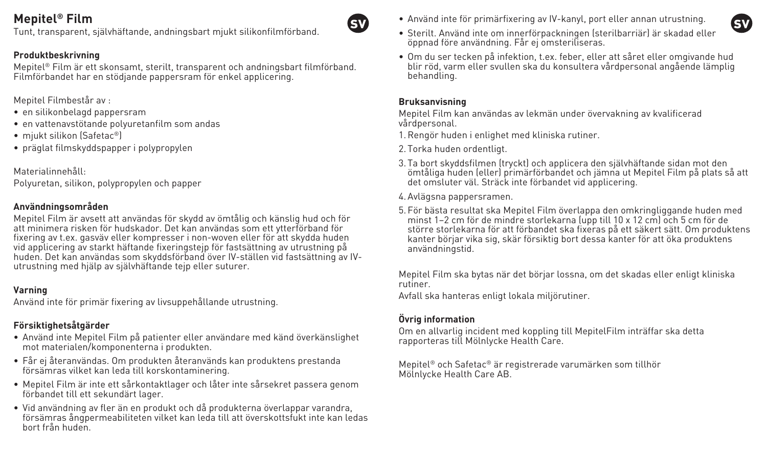# Mepitel® Film

Tunt, transparent, självhäftande, andningsbart mjukt silikonfilmförband.

### Produktbeskrivning

Mepitel® Film är ett skonsamt, sterilt, transparent och andningsbart filmförband. Filmförbandet har en stödjande pappersram för enkel applicering.

Mepitel Filmbestår av :

- en silikonbelagd pappersram
- en vattenavstötande polyuretanfilm som andas
- mjukt silikon (Safetac®)
- präglat filmskyddspapper i polypropylen

Materialinnehåll:
Polyuretan, silikon, polypropylen och papper

### Användningsområden

Mepitel Film är avsett att användas för skydd av ömtålig och känslig hud och för att minimera risken för hudskador. Det kan användas som ett ytterförband för fixering av t.ex. gasväv eller kompresser i non-woven eller för att skydda huden vid applicering av starkt häftande fixeringstejp för fastsättning av utrustning på huden. Det kan användas som skyddsförband över IV-ställen vid fastsättning av IV-utrustning med hjälp av självhäftande tejp eller suturer.

### Varning

Använd inte för primär fixering av livsuppehållande utrustning.

### Försiktighetsåtgärder

- Använd inte Mepitel Film på patienter eller användare med känd överkänslighet mot materialen/komponenterna i produkten.
- Får ej återanvändas. Om produkten återanvänds kan produktens prestanda försämras vilket kan leda till korskontaminering.
- Mepitel Film är inte ett sårkontaktlager och låter inte sårsekret passera genom förbandet till ett sekundärt lager.
- Vid användning av fler än en produkt och då produkterna överlappar varandra, försämras ångpermeabiliteten vilket kan leda till att överskottsfukt inte kan ledas bort från huden.
- Använd inte för primärfixering av IV-kanyl, port eller annan utrustning.
- Sterilt. Använd inte om innerförpackningen (sterilbarriär) är skadad eller öppnad före användning. Får ej omsteriliseras.
- Om du ser tecken på infektion, t.ex. feber, eller att såret eller omgivande hud blir röd, varm eller svullen ska du konsultera vårdpersonal angående lämplig behandling.

### Bruksanvisning

Mepitel Film kan användas av lekmän under övervakning av kvalificerad vårdpersonal.

1. Rengör huden i enlighet med kliniska rutiner.
2. Torka huden ordentligt.
3. Ta bort skyddsfilmen (tryckt) och applicera den självhäftande sidan mot den ömtåliga huden (eller) primärförbandet och jämna ut Mepitel Film på plats så att det omsluter väl. Sträck inte förbandet vid applicering.
4. Avlägsna pappersramen.
5. För bästa resultat ska Mepitel Film överlappa den omkringliggande huden med minst 1–2 cm för de mindre storlekarna (upp till 10 x 12 cm) och 5 cm för de större storlekarna för att förbandet ska fixeras på ett säkert sätt. Om produktens kanter börjar vika sig, skär försiktig bort dessa kanter för att öka produktens användningstid.

Mepitel Film ska bytas när det börjar lossna, om det skadas eller enligt kliniska rutiner.
Avfall ska hanteras enligt lokala miljörutiner.

### Övrig information

Om en allvarlig incident med koppling till MepitelFilm inträffar ska detta rapporteras till Mölnlycke Health Care.

Mepitel® och Safetac® är registrerade varumärken som tillhör Mölnlycke Health Care AB.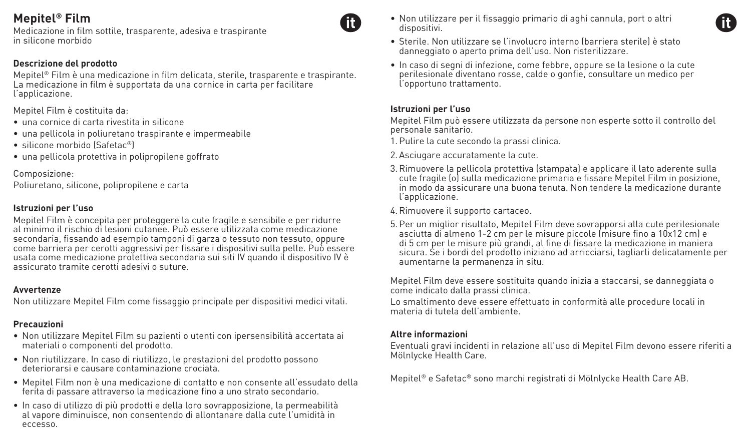# Mepitel® Film

Medicazione in film sottile, trasparente, adesiva e traspirante in silicone morbido

### Descrizione del prodotto

Mepitel® Film è una medicazione in film delicata, sterile, trasparente e traspirante. La medicazione in film è supportata da una cornice in carta per facilitare l'applicazione.

Mepitel Film è costituita da:

- una cornice di carta rivestita in silicone
- una pellicola in poliuretano traspirante e impermeabile
- silicone morbido (Safetac®)
- una pellicola protettiva in polipropilene goffrato

Composizione:
Poliuretano, silicone, polipropilene e carta

### Istruzioni per l'uso

Mepitel Film è concepita per proteggere la cute fragile e sensibile e per ridurre al minimo il rischio di lesioni cutanee. Può essere utilizzata come medicazione secondaria, fissando ad esempio tamponi di garza o tessuto non tessuto, oppure come barriera per cerotti aggressivi per fissare i dispositivi sulla pelle. Può essere usata come medicazione protettiva secondaria sui siti IV quando il dispositivo IV è assicurato tramite cerotti adesivi o suture.

### Avvertenze

Non utilizzare Mepitel Film come fissaggio principale per dispositivi medici vitali.

### Precauzioni

- Non utilizzare Mepitel Film su pazienti o utenti con ipersensibilità accertata ai materiali o componenti del prodotto.
- Non riutilizzare. In caso di riutilizzo, le prestazioni del prodotto possono deteriorarsi e causare contaminazione crociata.
- Mepitel Film non è una medicazione di contatto e non consente all'essudato della ferita di passare attraverso la medicazione fino a uno strato secondario.
- In caso di utilizzo di più prodotti e della loro sovrapposizione, la permeabilità al vapore diminuisce, non consentendo di allontanare dalla cute l'umidità in eccesso.
- Non utilizzare per il fissaggio primario di aghi cannula, port o altri dispositivi.
- Sterile. Non utilizzare se l'involucro interno (barriera sterile) è stato danneggiato o aperto prima dell'uso. Non risterilizzare.
- In caso di segni di infezione, come febbre, oppure se la lesione o la cute perilesionale diventano rosse, calde o gonfie, consultare un medico per l'opportuno trattamento.

### Istruzioni per l'uso

Mepitel Film può essere utilizzata da persone non esperte sotto il controllo del personale sanitario.

1. Pulire la cute secondo la prassi clinica.
2. Asciugare accuratamente la cute.
3. Rimuovere la pellicola protettiva (stampata) e applicare il lato aderente sulla cute fragile (o) sulla medicazione primaria e fissare Mepitel Film in posizione, in modo da assicurare una buona tenuta. Non tendere la medicazione durante l'applicazione.
4. Rimuovere il supporto cartaceo.
5. Per un miglior risultato, Mepitel Film deve sovrapporsi alla cute perilesionale asciutta di almeno 1-2 cm per le misure piccole (misure fino a 10x12 cm) e di 5 cm per le misure più grandi, al fine di fissare la medicazione in maniera sicura. Se i bordi del prodotto iniziano ad arricciarsi, tagliarli delicatamente per aumentarne la permanenza in situ.

Mepitel Film deve essere sostituita quando inizia a staccarsi, se danneggiata o come indicato dalla prassi clinica.

Lo smaltimento deve essere effettuato in conformità alle procedure locali in materia di tutela dell'ambiente.

### Altre informazioni

Eventuali gravi incidenti in relazione all'uso di Mepitel Film devono essere riferiti a Mölnlycke Health Care.

Mepitel® e Safetac® sono marchi registrati di Mölnlycke Health Care AB.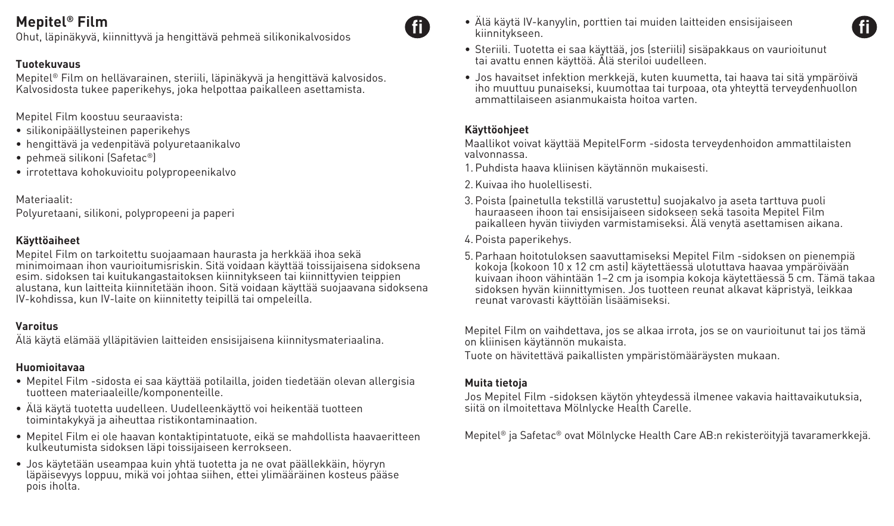# Mepitel® Film

Ohut, läpinäkyvä, kiinnittyvä ja hengittävä pehmeä silikonikalvosidos

### Tuotekuvaus

Mepitel® Film on hellävarainen, steriili, läpinäkyvä ja hengittävä kalvosidos. Kalvosidosta tukee paperikehys, joka helpottaa paikalleen asettamista.

Mepitel Film koostuu seuraavista:

- silikonipäällysteinen paperikehys
- hengittävä ja vedenpitävä polyuretaanikalvo
- pehmeä silikoni (Safetac®)
- irrotettava kohokuvioitu polypropeenikalvo

Materiaalit:
Polyuretaani, silikoni, polypropeeni ja paperi

### Käyttöaiheet

Mepitel Film on tarkoitettu suojaamaan haurasta ja herkkää ihoa sekä minimoimaan ihon vaurioitumisriskin. Sitä voidaan käyttää toissijaisena sidoksena esim. sidoksen tai kuitukangastaitoksen kiinnitykseen tai kiinnittyvien teippien alustana, kun laitteita kiinnitetään ihoon. Sitä voidaan käyttää suojaavana sidoksena IV-kohdissa, kun IV-laite on kiinnitetty teipillä tai ompeleilla.

### Varoitus

Älä käytä elämää ylläpitävien laitteiden ensisijaisena kiinnitysmateriaalina.

### Huomioitavaa

- Mepitel Film -sidosta ei saa käyttää potilailla, joiden tiedetään olevan allergisia tuotteen materiaaleille/komponenteille.
- Älä käytä tuotetta uudelleen. Uudelleenkäyttö voi heikentää tuotteen toimintakykyä ja aiheuttaa ristikontaminaation.
- Mepitel Film ei ole haavan kontaktipintatuote, eikä se mahdollista haavaeritteen kulkeutumista sidoksen läpi toissijaiseen kerrokseen.
- Jos käytetään useampaa kuin yhtä tuotetta ja ne ovat päällekkäin, höyryn läpäisevyys loppuu, mikä voi johtaa siihen, ettei ylimääräinen kosteus pääse pois iholta.
- Älä käytä IV-kanyylin, porttien tai muiden laitteiden ensisijaiseen kiinnitykseen.
- Steriili. Tuotetta ei saa käyttää, jos (steriili) sisäpakkaus on vaurioitunut tai avattu ennen käyttöä. Älä steriloi uudelleen.
- Jos havaitset infektion merkkejä, kuten kuumetta, tai haava tai sitä ympäröivä iho muuttuu punaiseksi, kuumottaa tai turpoaa, ota yhteyttä terveydenhuollon ammattilaiseen asianmukaista hoitoa varten.

### Käyttöohjeet

Maallikot voivat käyttää MepitelForm -sidosta terveydenhoidon ammattilaisten valvonnassa.

1. Puhdista haava kliinisen käytännön mukaisesti.
2. Kuivaa iho huolellisesti.
3. Poista (painetulla tekstillä varustettu) suojakalvo ja aseta tarttuva puoli hauraaseen ihoon tai ensisijaiseen sidokseen sekä tasoita Mepitel Film paikalleen hyvän tiiviyden varmistamiseksi. Älä venytä asettamisen aikana.
4. Poista paperikehys.
5. Parhaan hoitotuloksen saavuttamiseksi Mepitel Film -sidoksen on pienempiä kokoja (kokoon 10 x 12 cm asti) käytettäessä ulotuttava haavaa ympäröivään kuivaan ihoon vähintään 1–2 cm ja isompia kokoja käytettäessä 5 cm. Tämä takaa sidoksen hyvän kiinnittymisen. Jos tuotteen reunat alkavat käpristyä, leikkaa reunat varovasti käyttöiän lisäämiseksi.

Mepitel Film on vaihdettava, jos se alkaa irrota, jos se on vaurioitunut tai jos tämä on kliinisen käytännön mukaista.

Tuote on hävitettävä paikallisten ympäristömääräysten mukaan.

### Muita tietoja

Jos Mepitel Film -sidoksen käytön yhteydessä ilmenee vakavia haittavaikutuksia, siitä on ilmoitettava Mölnlycke Health Carelle.

Mepitel® ja Safetac® ovat Mölnlycke Health Care AB:n rekisteröityjä tavaramerkkejä.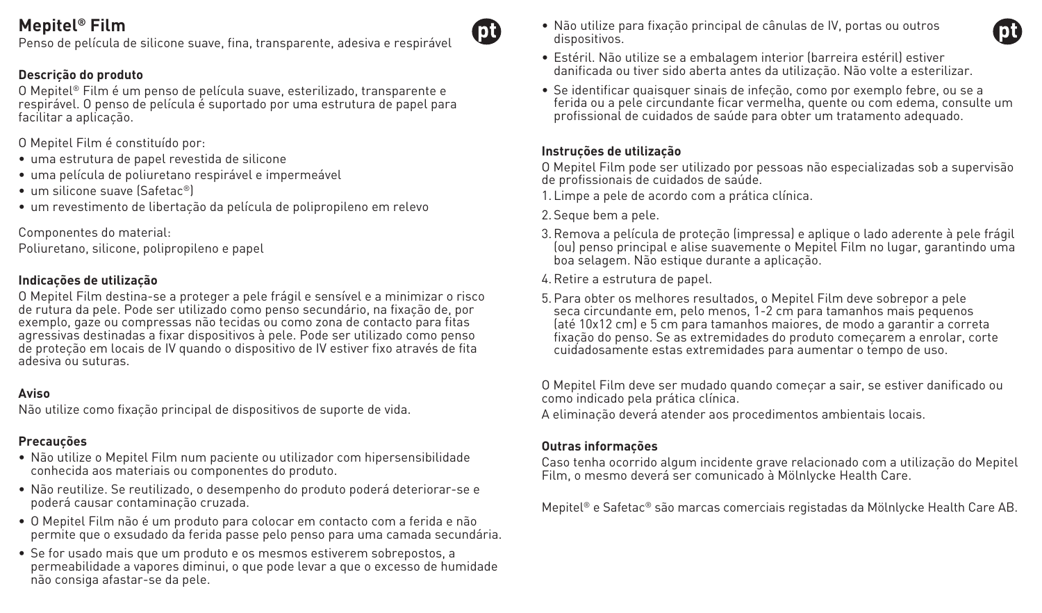# Mepitel® Film

Penso de película de silicone suave, fina, transparente, adesiva e respirável

### Descrição do produto

O Mepitel® Film é um penso de película suave, esterilizado, transparente e respirável. O penso de película é suportado por uma estrutura de papel para facilitar a aplicação.

O Mepitel Film é constituído por:

- uma estrutura de papel revestida de silicone
- uma película de poliuretano respirável e impermeável
- um silicone suave (Safetac®)
- um revestimento de libertação da película de polipropileno em relevo

Componentes do material:
Poliuretano, silicone, polipropileno e papel

### Indicações de utilização

O Mepitel Film destina-se a proteger a pele frágil e sensível e a minimizar o risco de rutura da pele. Pode ser utilizado como penso secundário, na fixação de, por exemplo, gaze ou compressas não tecidas ou como zona de contacto para fitas agressivas destinadas a fixar dispositivos à pele. Pode ser utilizado como penso de proteção em locais de IV quando o dispositivo de IV estiver fixo através de fita adesiva ou suturas.

### Aviso

Não utilize como fixação principal de dispositivos de suporte de vida.

### Precauções

- Não utilize o Mepitel Film num paciente ou utilizador com hipersensibilidade conhecida aos materiais ou componentes do produto.
- Não reutilize. Se reutilizado, o desempenho do produto poderá deteriorar-se e poderá causar contaminação cruzada.
- O Mepitel Film não é um produto para colocar em contacto com a ferida e não permite que o exsudado da ferida passe pelo penso para uma camada secundária.
- Se for usado mais que um produto e os mesmos estiverem sobrepostos, a permeabilidade a vapores diminui, o que pode levar a que o excesso de humidade não consiga afastar-se da pele.
- Não utilize para fixação principal de cânulas de IV, portas ou outros dispositivos.
- Estéril. Não utilize se a embalagem interior (barreira estéril) estiver danificada ou tiver sido aberta antes da utilização. Não volte a esterilizar.
- Se identificar quaisquer sinais de infeção, como por exemplo febre, ou se a ferida ou a pele circundante ficar vermelha, quente ou com edema, consulte um profissional de cuidados de saúde para obter um tratamento adequado.

### Instruções de utilização

O Mepitel Film pode ser utilizado por pessoas não especializadas sob a supervisão de profissionais de cuidados de saúde.

1. Limpe a pele de acordo com a prática clínica.
2. Seque bem a pele.
3. Remova a película de proteção (impressa) e aplique o lado aderente à pele frágil (ou) penso principal e alise suavemente o Mepitel Film no lugar, garantindo uma boa selagem. Não estique durante a aplicação.
4. Retire a estrutura de papel.
5. Para obter os melhores resultados, o Mepitel Film deve sobrepor a pele seca circundante em, pelo menos, 1-2 cm para tamanhos mais pequenos (até 10x12 cm) e 5 cm para tamanhos maiores, de modo a garantir a correta fixação do penso. Se as extremidades do produto começarem a enrolar, corte cuidadosamente estas extremidades para aumentar o tempo de uso.

O Mepitel Film deve ser mudado quando começar a sair, se estiver danificado ou como indicado pela prática clínica.

A eliminação deverá atender aos procedimentos ambientais locais.

### Outras informações

Caso tenha ocorrido algum incidente grave relacionado com a utilização do Mepitel Film, o mesmo deverá ser comunicado à Mölnlycke Health Care.

Mepitel® e Safetac® são marcas comerciais registadas da Mölnlycke Health Care AB.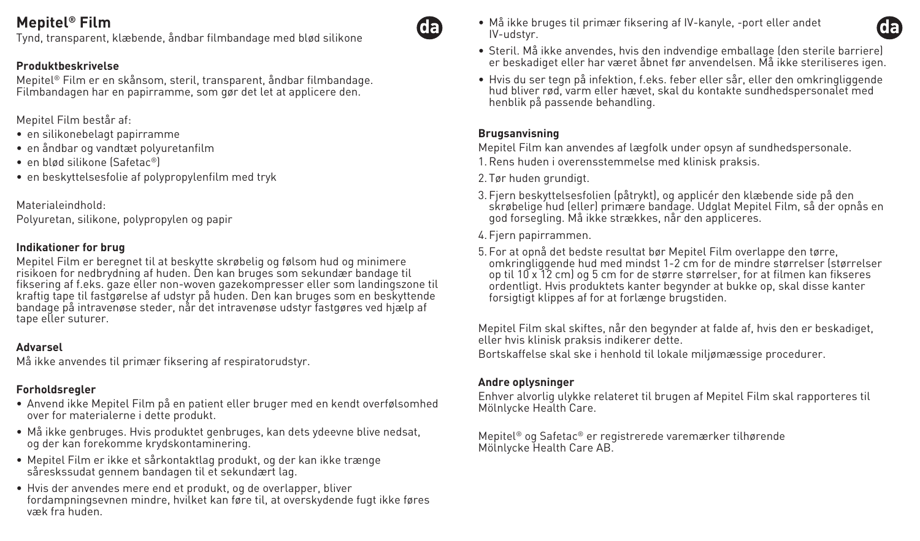# Mepitel® Film

Tynd, transparent, klæbende, åndbar filmbandage med blød silikone

### Produktbeskrivelse

Mepitel® Film er en skånsom, steril, transparent, åndbar filmbandage. Filmbandagen har en papirramme, som gør det let at applicere den.

Mepitel Film består af:

- en silikonebelagt papirramme
- en åndbar og vandtæt polyuretanfilm
- en blød silikone (Safetac®)
- en beskyttelsesfolie af polypropylenfilm med tryk

Materialeindhold:
Polyuretan, silikone, polypropylen og papir

### Indikationer for brug

Mepitel Film er beregnet til at beskytte skrøbelig og følsom hud og minimere risikoen for nedbrydning af huden. Den kan bruges som sekundær bandage til fiksering af f.eks. gaze eller non-woven gazekompresser eller som landingszone til kraftig tape til fastgørelse af udstyr på huden. Den kan bruges som en beskyttende bandage på intravenøse steder, når det intravenøse udstyr fastgøres ved hjælp af tape eller suturer.

### Advarsel

Må ikke anvendes til primær fiksering af respiratorudstyr.

### Forholdsregler

- Anvend ikke Mepitel Film på en patient eller bruger med en kendt overfølsomhed over for materialerne i dette produkt.
- Må ikke genbruges. Hvis produktet genbruges, kan dets ydeevne blive nedsat, og der kan forekomme krydskontaminering.
- Mepitel Film er ikke et sårkontaktlag produkt, og der kan ikke trænge såreskssudat gennem bandagen til et sekundært lag.
- Hvis der anvendes mere end et produkt, og de overlapper, bliver fordampningsevnen mindre, hvilket kan føre til, at overskydende fugt ikke føres væk fra huden.
- Må ikke bruges til primær fiksering af IV-kanyle, -port eller andet IV-udstyr.
- Steril. Må ikke anvendes, hvis den indvendige emballage (den sterile barriere) er beskadiget eller har været åbnet før anvendelsen. Må ikke steriliseres igen.
- Hvis du ser tegn på infektion, f.eks. feber eller sår, eller den omkringliggende hud bliver rød, varm eller hævet, skal du kontakte sundhedspersonalet med henblik på passende behandling.

### Brugsanvisning

Mepitel Film kan anvendes af lægfolk under opsyn af sundhedspersonale.

1. Rens huden i overensstemmelse med klinisk praksis.
2. Tør huden grundigt.
3. Fjern beskyttelsesfolien (påtrykt), og applicér den klæbende side på den skrøbelige hud (eller) primære bandage. Udglat Mepitel Film, så der opnås en god forsegling. Må ikke strækkes, når den appliceres.
4. Fjern papirrammen.
5. For at opnå det bedste resultat bør Mepitel Film overlappe den tørre, omkringliggende hud med mindst 1-2 cm for de mindre størrelser (størrelser op til 10 x 12 cm) og 5 cm for de større størrelser, for at filmen kan fikseres ordentligt. Hvis produktets kanter begynder at bukke op, skal disse kanter forsigtigt klippes af for at forlænge brugstiden.

Mepitel Film skal skiftes, når den begynder at falde af, hvis den er beskadiget, eller hvis klinisk praksis indikerer dette.

Bortskaffelse skal ske i henhold til lokale miljømæssige procedurer.

### Andre oplysninger

Enhver alvorlig ulykke relateret til brugen af Mepitel Film skal rapporteres til Mölnlycke Health Care.

Mepitel® og Safetac® er registrerede varemærker tilhørende Mölnlycke Health Care AB.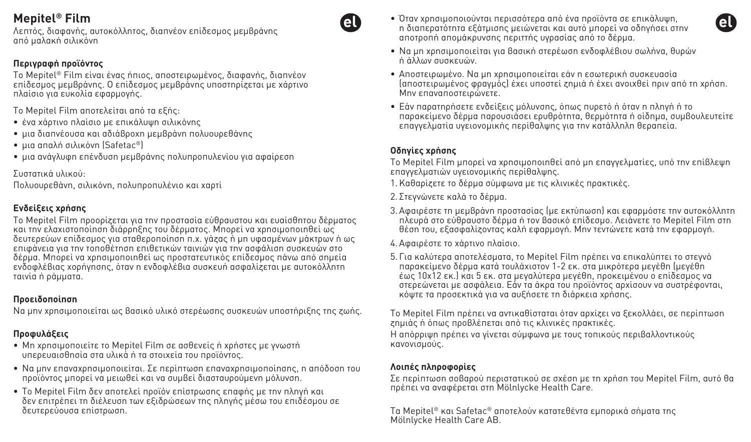# Mepitel® Film

Λεπτός, διαφανής, αυτοκόλλητος, διαπνέον επίδεσμος μεμβράνης από μαλακή σιλικόνη

**Περιγραφή προϊόντος**

Το Mepitel® Film είναι ένας ήπιος, αποστειρωμένος, διαφανής, διαπνέον επίδεσμος μεμβράνης. Ο επίδεσμος μεμβράνης υποστηρίζεται με χάρτινο πλαίσιο για ευκολία εφαρμογής.

Το Mepitel Film αποτελείται από τα εξής:

- ένα χάρτινο πλαίσιο με επικάλυψη σιλικόνης
- μια διαπνέουσα και αδιάβροχη μεμβράνη πολυουρεθάνης
- μια απαλή σιλικόνη (Safetac®)
- μια ανάγλυφη επένδυση μεμβράνης πολυπροπυλενίου για αφαίρεση

Συστατικά υλικού:
Πολυουρεθάνη, σιλικόνη, πολυπροπυλένιο και χαρτί

**Ενδείξεις χρήσης**

Το Mepitel Film προορίζεται για την προστασία εύθραυστου και ευαίσθητου δέρματος και την ελαχιστοποίηση διάρρηξης του δέρματος. Μπορεί να χρησιμοποιηθεί ως δευτερεύων επίδεσμος για σταθεροποίηση π.χ. γάζας ή μη υφασμένων μάκτρων ή ως επιφάνεια για την τοποθέτηση επιθετικών ταινιών για την ασφάλιση συσκευών στο δέρμα. Μπορεί να χρησιμοποιηθεί ως προστατευτικός επίδεσμος πάνω από σημεία ενδοφλέβιας χορήγησης, όταν η ενδοφλέβια συσκευή ασφαλίζεται με αυτοκόλλητη ταινία ή ράμματα.

**Προειδοποίηση**

Να μην χρησιμοποιείται ως βασικό υλικό στερέωσης συσκευών υποστήριξης της ζωής.

**Προφυλάξεις**

- Μη χρησιμοποιείτε το Mepitel Film σε ασθενείς ή χρήστες με γνωστή υπερευαισθησία στα υλικά ή τα στοιχεία του προϊόντος.
- Να μην επαναχρησιμοποιείται. Σε περίπτωση επαναχρησιμοποίησης, η απόδοση του προϊόντος μπορεί να μειωθεί και να συμβεί διασταυρούμενη μόλυνση.
- Το Mepitel Film δεν αποτελεί προϊόν επίστρωσης επαφής με την πληγή και δεν επιτρέπει τη διέλευση των εξιδρώσεων της πληγής μέσω του επιδέσμου σε δευτερεύουσα επίστρωση.
- Όταν χρησιμοποιούνται περισσότερα από ένα προϊόντα σε επικάλυψη, η διαπερατότητα εξάτμισης μειώνεται και αυτό μπορεί να οδηγήσει στην αποτροπή απομάκρυνσης περιττής υγρασίας από το δέρμα.
- Να μη χρησιμοποιείται για βασική στερέωση ενδοφλέβιου σωλήνα, θυρών ή άλλων συσκευών.
- Αποστειρωμένο. Να μη χρησιμοποιείται εάν η εσωτερική συσκευασία (αποστειρωμένος φραγμός) έχει υποστεί ζημιά ή έχει ανοιχθεί πριν από τη χρήση. Μην επαναποστειρώνετε.
- Εάν παρατηρήσετε ενδείξεις μόλυνσης, όπως πυρετό ή όταν η πληγή ή το παρακείμενο δέρμα παρουσιάσει ερυθρότητα, θερμότητα ή οίδημα, συμβουλευτείτε επαγγελματία υγειονομικής περίθαλψης για την κατάλληλη θεραπεία.

**Οδηγίες χρήσης**

Το Mepitel Film μπορεί να χρησιμοποιηθεί από μη επαγγελματίες, υπό την επίβλεψη επαγγελματιών υγειονομικής περίθαλψης.

1. Καθαρίζετε το δέρμα σύμφωνα με τις κλινικές πρακτικές.
2. Στεγνώνετε καλά το δέρμα.
3. Αφαιρέστε τη μεμβράνη προστασίας (με εκτύπωση) και εφαρμόστε την αυτοκόλλητη πλευρά στο εύθραυστο δέρμα ή τον βασικό επίδεσμο. Λειάνετε το Mepitel Film στη θέση του, εξασφαλίζοντας καλή εφαρμογή. Μην τεντώνετε κατά την εφαρμογή.
4. Αφαιρέστε το χάρτινο πλαίσιο.
5. Για καλύτερα αποτελέσματα, το Mepitel Film πρέπει να επικαλύπτει το στεγνό παρακείμενο δέρμα κατά τουλάχιστον 1-2 εκ. στα μικρότερα μεγέθη (μεγέθη έως 10x12 εκ.) και 5 εκ. στα μεγαλύτερα μεγέθη, προκειμένου ο επίδεσμος να στερεώνεται με ασφάλεια. Εάν τα άκρα του προϊόντος αρχίσουν να συστρέφονται, κόψτε τα προσεκτικά για να αυξήσετε τη διάρκεια χρήσης.

Το Mepitel Film πρέπει να αντικαθίσταται όταν αρχίζει να ξεκολλάει, σε περίπτωση ζημιάς ή όπως προβλέπεται από τις κλινικές πρακτικές.
Η απόρριψη πρέπει να γίνεται σύμφωνα με τους τοπικούς περιβαλλοντικούς κανονισμούς.

**Λοιπές πληροφορίες**

Σε περίπτωση σοβαρού περιστατικού σε σχέση με τη χρήση του Mepitel Film, αυτό θα πρέπει να αναφέρεται στη Mölnlycke Health Care.

Τα Mepitel® και Safetac® αποτελούν κατατεθέντα εμπορικά σήματα της Mölnlycke Health Care AB.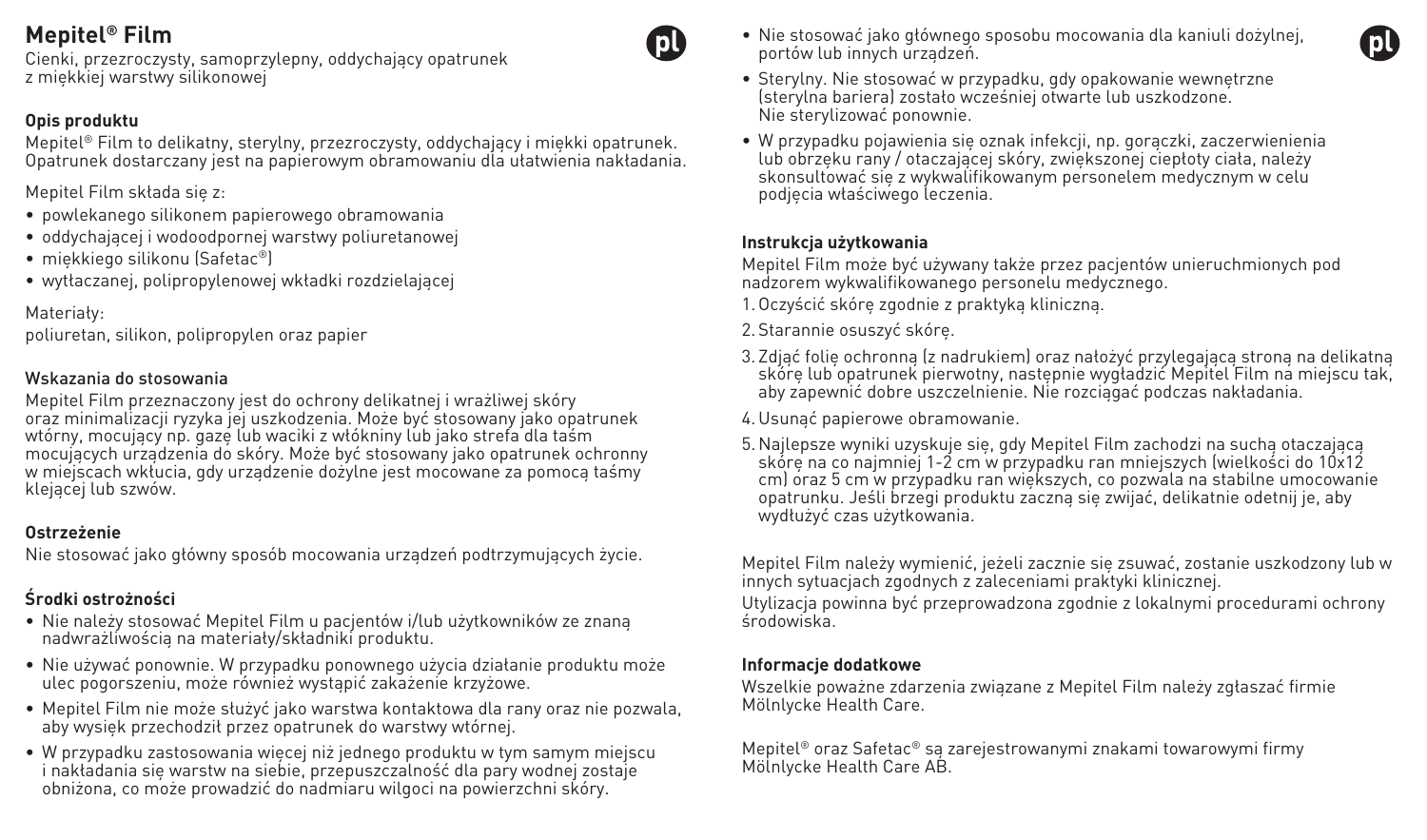# Mepitel® Film

Cienki, przezroczysty, samoprzylepny, oddychający opatrunek z miękkiej warstwy silikonowej

**Opis produktu**

Mepitel® Film to delikatny, sterylny, przezroczysty, oddychający i miękki opatrunek. Opatrunek dostarczany jest na papierowym obramowaniu dla ułatwienia nakładania.

Mepitel Film składa się z:

- powlekanego silikonem papierowego obramowania
- oddychającej i wodoodpornej warstwy poliuretanowej
- miękkiego silikonu (Safetac®)
- wytłaczanej, polipropylenowej wkładki rozdzielającej

Materiały:
poliuretan, silikon, polipropylen oraz papier

**Wskazania do stosowania**

Mepitel Film przeznaczony jest do ochrony delikatnej i wrażliwej skóry oraz minimalizacji ryzyka jej uszkodzenia. Może być stosowany jako opatrunek wtórny, mocujący np. gazę lub waciki z włókniny lub jako strefa dla taśm mocujących urządzenia do skóry. Może być stosowany jako opatrunek ochronny w miejscach wkłucia, gdy urządzenie dożylne jest mocowane za pomocą taśmy klejącej lub szwów.

**Ostrzeżenie**

Nie stosować jako główny sposób mocowania urządzeń podtrzymujących życie.

**Środki ostrożności**

- Nie należy stosować Mepitel Film u pacjentów i/lub użytkowników ze znaną nadwrażliwością na materiały/składniki produktu.
- Nie używać ponownie. W przypadku ponownego użycia działanie produktu może ulec pogorszeniu, może również wystąpić zakażenie krzyżowe.
- Mepitel Film nie może służyć jako warstwa kontaktowa dla rany oraz nie pozwala, aby wysięk przechodził przez opatrunek do warstwy wtórnej.
- W przypadku zastosowania więcej niż jednego produktu w tym samym miejscu i nakładania się warstw na siebie, przepuszczalność dla pary wodnej zostaje obniżona, co może prowadzić do nadmiaru wilgoci na powierzchni skóry.
- Nie stosować jako głównego sposobu mocowania dla kaniuli dożylnej, portów lub innych urządzeń.
- Sterylny. Nie stosować w przypadku, gdy opakowanie wewnętrzne (sterylna bariera) zostało wcześniej otwarte lub uszkodzone. Nie sterylizować ponownie.
- W przypadku pojawienia się oznak infekcji, np. gorączki, zaczerwienienia lub obrzęku rany / otaczającej skóry, zwiększonej ciepłoty ciała, należy skonsultować się z wykwalifikowanym personelem medycznym w celu podjęcia właściwego leczenia.

**Instrukcja użytkowania**

Mepitel Film może być używany także przez pacjentów unieruchmionych pod nadzorem wykwalifikowanego personelu medycznego.

1. Oczyścić skórę zgodnie z praktyką kliniczną.
2. Starannie osuszyć skórę.
3. Zdjąć folię ochronną (z nadrukiem) oraz nałożyć przylegającą stroną na delikatną skórę lub opatrunek pierwotny, następnie wygładzić Mepitel Film na miejscu tak, aby zapewnić dobre uszczelnienie. Nie rozciągać podczas nakładania.
4. Usunąć papierowe obramowanie.
5. Najlepsze wyniki uzyskuje się, gdy Mepitel Film zachodzi na suchą otaczającą skórę na co najmniej 1-2 cm w przypadku ran mniejszych (wielkości do 10x12 cm) oraz 5 cm w przypadku ran większych, co pozwala na stabilne umocowanie opatrunku. Jeśli brzegi produktu zaczną się zwijać, delikatnie odetnij je, aby wydłużyć czas użytkowania.

Mepitel Film należy wymienić, jeżeli zacznie się zsuwać, zostanie uszkodzony lub w innych sytuacjach zgodnych z zaleceniami praktyki klinicznej.

Utylizacja powinna być przeprowadzona zgodnie z lokalnymi procedurami ochrony środowiska.

**Informacje dodatkowe**

Wszelkie poważne zdarzenia związane z Mepitel Film należy zgłaszać firmie Mölnlycke Health Care.

Mepitel® oraz Safetac® są zarejestrowanymi znakami towarowymi firmy Mölnlycke Health Care AB.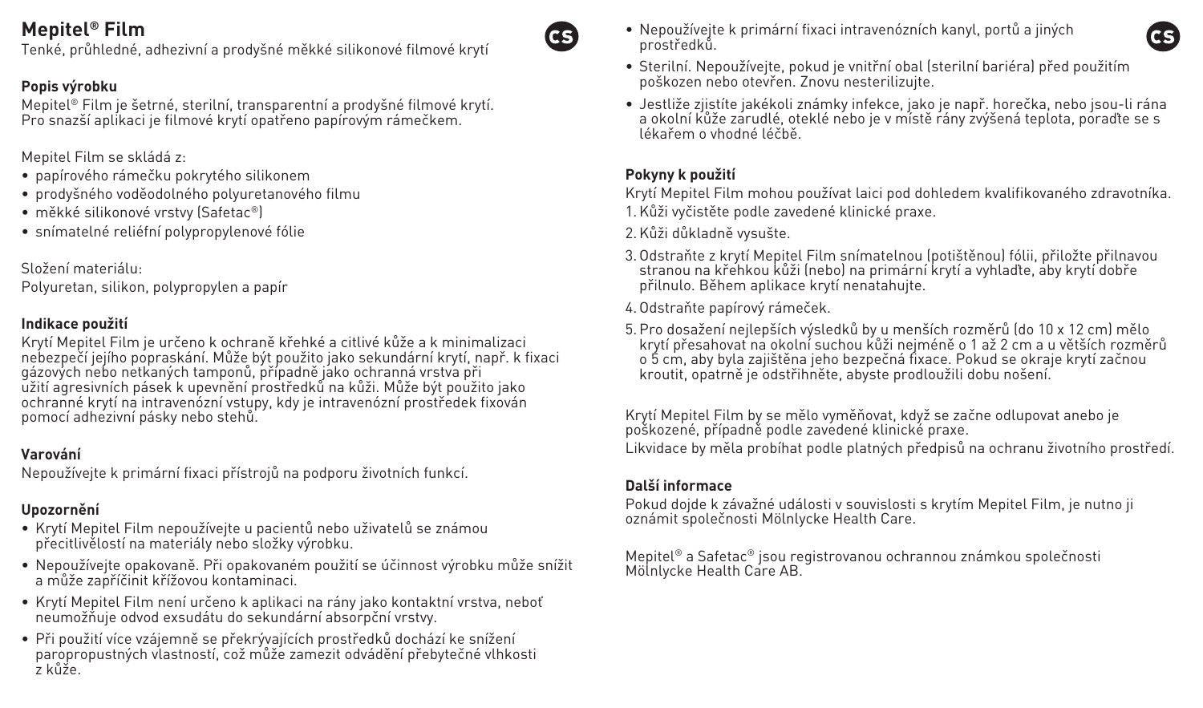# Mepitel® Film

Tenké, průhledné, adhezivní a prodyšné měkké silikonové filmové krytí

**Popis výrobku**

Mepitel® Film je šetrné, sterilní, transparentní a prodyšné filmové krytí. Pro snazší aplikaci je filmové krytí opatřeno papírovým rámečkem.

Mepitel Film se skládá z:

- papírového rámečku pokrytého silikonem
- prodyšného voděodolného polyuretanového filmu
- měkké silikonové vrstvy (Safetac®)
- snímatelné reliéfní polypropylenové fólie

Složení materiálu:
Polyuretan, silikon, polypropylen a papír

**Indikace použití**

Krytí Mepitel Film je určeno k ochraně křehké a citlivé kůže a k minimalizaci nebezpečí jejího popraskání. Může být použito jako sekundární krytí, např. k fixaci gázových nebo netkaných tamponů, případně jako ochranná vrstva při užití agresivních pásek k upevnění prostředků na kůži. Může být použito jako ochranné krytí na intravenózní vstupy, kdy je intravenózní prostředek fixován pomocí adhezivní pásky nebo stehů.

**Varování**

Nepoužívejte k primární fixaci přístrojů na podporu životních funkcí.

**Upozornění**

- Krytí Mepitel Film nepoužívejte u pacientů nebo uživatelů se známou přecitlivělostí na materiály nebo složky výrobku.
- Nepoužívejte opakovaně. Při opakovaném použití se účinnost výrobku může snížit a může zapříčinit křížovou kontaminaci.
- Krytí Mepitel Film není určeno k aplikaci na rány jako kontaktní vrstva, neboť neumožňuje odvod exsudátu do sekundární absorpční vrstvy.
- Při použití více vzájemně se překrývajících prostředků dochází ke snížení paropropustných vlastností, což může zamezit odvádění přebytečné vlhkosti z kůže.
- Nepoužívejte k primární fixaci intravenózních kanyl, portů a jiných prostředků.
- Sterilní. Nepoužívejte, pokud je vnitřní obal (sterilní bariéra) před použitím poškozen nebo otevřen. Znovu nesterilizujte.
- Jestliže zjistíte jakékoli známky infekce, jako je např. horečka, nebo jsou-li rána a okolní kůže zarudlé, oteklé nebo je v místě rány zvýšená teplota, poraďte se s lékařem o vhodné léčbě.

**Pokyny k použití**

Krytí Mepitel Film mohou používat laici pod dohledem kvalifikovaného zdravotníka.

1. Kůži vyčistěte podle zavedené klinické praxe.
2. Kůži důkladně vysušte.
3. Odstraňte z krytí Mepitel Film snímatelnou (potištěnou) fólii, přiložte přilnavou stranou na křehkou kůži (nebo) na primární krytí a vyhlaďte, aby krytí dobře přilnulo. Během aplikace krytí nenatahujte.
4. Odstraňte papírový rámeček.
5. Pro dosažení nejlepších výsledků by u menších rozměrů (do 10 x 12 cm) mělo krytí přesahovat na okolní suchou kůži nejméně o 1 až 2 cm a u větších rozměrů o 5 cm, aby byla zajištěna jeho bezpečná fixace. Pokud se okraje krytí začnou kroutit, opatrně je odstřihněte, abyste prodloužili dobu nošení.

Krytí Mepitel Film by se mělo vyměňovat, když se začne odlupovat anebo je poškozené, případně podle zavedené klinické praxe.
Likvidace by měla probíhat podle platných předpisů na ochranu životního prostředí.

**Další informace**

Pokud dojde k závažné události v souvislosti s krytím Mepitel Film, je nutno ji oznámit společnosti Mölnlycke Health Care.

Mepitel® a Safetac® jsou registrovanou ochrannou známkou společnosti Mölnlycke Health Care AB.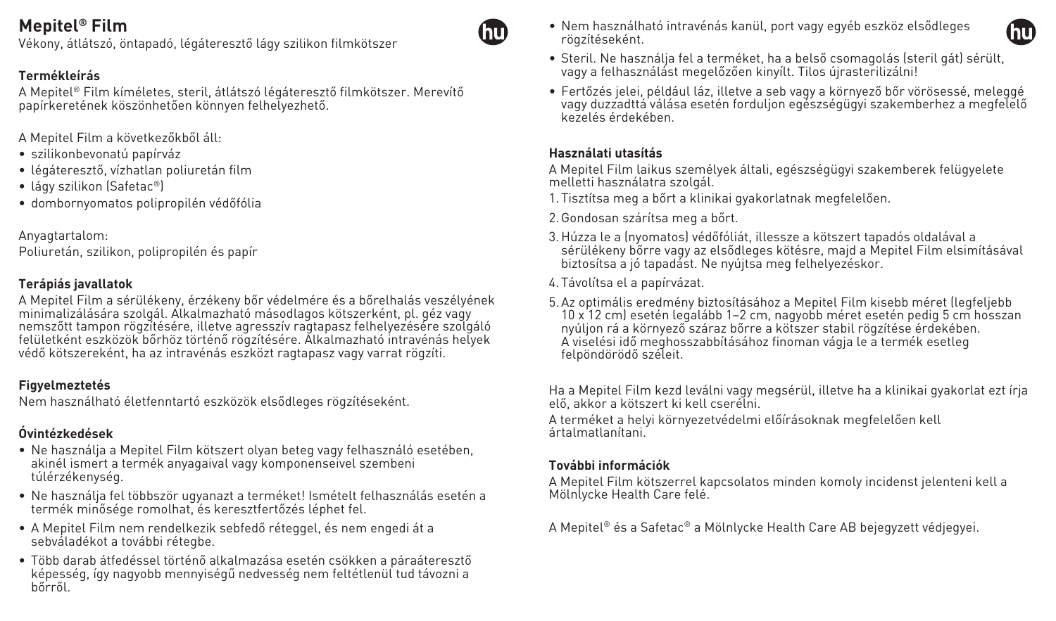# Mepitel® Film

Vékony, átlátszó, öntapadó, légáteresztő lágy szilikon filmkötszer

### Termékleírás

A Mepitel® Film kíméletes, steril, átlátszó légáteresztő filmkötszer. Merevítő papírkeretének köszönhetően könnyen felhelyezhető.

A Mepitel Film a következőkből áll:

- szilikonbevonatú papírváz
- légáteresztő, vízhatlan poliuretán film
- lágy szilikon (Safetac®)
- dombornyomatos polipropilén védőfólia

Anyagtartalom:
Poliuretán, szilikon, polipropilén és papír

### Terápiás javallatok

A Mepitel Film a sérülékeny, érzékeny bőr védelmére és a bőrelhalás veszélyének minimalizálására szolgál. Alkalmazható másodlagos kötszerként, pl. géz vagy nemszőtt tampon rögzítésére, illetve agresszív ragtapasz felhelyezésére szolgáló felületként eszközök bőrhöz történő rögzítésére. Alkalmazható intravénás helyek védő kötszereként, ha az intravénás eszközt ragtapasz vagy varrat rögzíti.

### Figyelmeztetés

Nem használható életfenntartó eszközök elsődleges rögzítéseként.

### Óvintézkedések

- Ne használja a Mepitel Film kötszert olyan beteg vagy felhasználó esetében, akinél ismert a termék anyagaival vagy komponenseivel szembeni túlérzékenység.
- Ne használja fel többször ugyanazt a terméket! Ismételt felhasználás esetén a termék minősége romolhat, és keresztfertőzés léphet fel.
- A Mepitel Film nem rendelkezik sebfedő réteggel, és nem engedi át a sebváladékot a további rétegbe.
- Több darab átfedéssel történő alkalmazása esetén csökken a páraáteresztő képesség, így nagyobb mennyiségű nedvesség nem feltétlenül tud távozni a bőrről.
- Nem használható intravénás kanül, port vagy egyéb eszköz elsődleges rögzítéseként.
- Steril. Ne használja fel a terméket, ha a belső csomagolás (steril gát) sérült, vagy a felhasználást megelőzően kinyílt. Tilos újrasterilizálni!
- Fertőzés jelei, például láz, illetve a seb vagy a környező bőr vörösessé, meleggé vagy duzzadttá válása esetén forduljon egészségügyi szakemberhez a megfelelő kezelés érdekében.

### Használati utasítás

A Mepitel Film laikus személyek általi, egészségügyi szakemberek felügyelete melletti használatra szolgál.

1. Tisztítsa meg a bőrt a klinikai gyakorlatnak megfelelően.
2. Gondosan szárítsa meg a bőrt.
3. Húzza le a (nyomatos) védőfóliát, illessze a kötszert tapadós oldalával a sérülékeny bőrre vagy az elsődleges kötésre, majd a Mepitel Film elsimításával biztosítsa a jó tapadást. Ne nyújtsa meg felhelyezéskor.
4. Távolítsa el a papírvázat.
5. Az optimális eredmény biztosításához a Mepitel Film kisebb méret (legfeljebb 10 x 12 cm) esetén legalább 1–2 cm, nagyobb méret esetén pedig 5 cm hosszan nyúljon rá a környező száraz bőrre a kötszer stabil rögzítése érdekében. A viselési idő meghosszabbításához finoman vágja le a termék esetleg felpöndörödő széleit.

Ha a Mepitel Film kezd leválni vagy megsérül, illetve ha a klinikai gyakorlat ezt írja elő, akkor a kötszert ki kell cserélni.

A terméket a helyi környezetvédelmi előírásoknak megfelelően kell ártalmatlanítani.

### További információk

A Mepitel Film kötszerrel kapcsolatos minden komoly incidenst jelenteni kell a Mölnlycke Health Care felé.

A Mepitel® és a Safetac® a Mölnlycke Health Care AB bejegyzett védjegyei.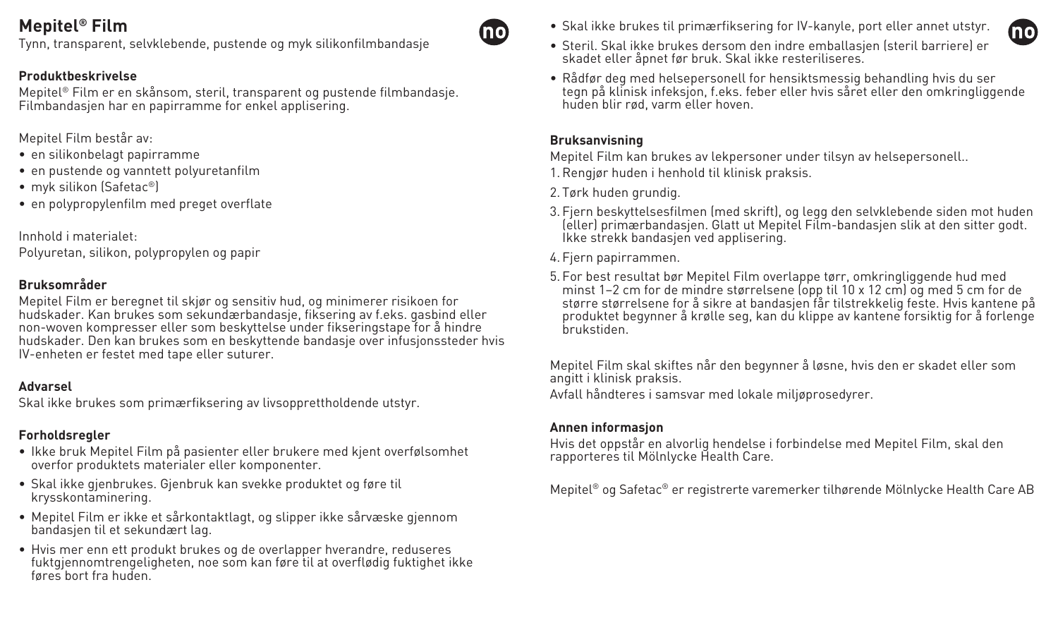# Mepitel® Film

Tynn, transparent, selvklebende, pustende og myk silikonfilmbandasje

### Produktbeskrivelse

Mepitel® Film er en skånsom, steril, transparent og pustende filmbandasje. Filmbandasjen har en papirramme for enkel applisering.

Mepitel Film består av:

- en silikonbelagt papirramme
- en pustende og vanntett polyuretanfilm
- myk silikon (Safetac®)
- en polypropylenfilm med preget overflate

Innhold i materialet:
Polyuretan, silikon, polypropylen og papir

### Bruksområder

Mepitel Film er beregnet til skjør og sensitiv hud, og minimerer risikoen for hudskader. Kan brukes som sekundærbandasje, fiksering av f.eks. gasbind eller non-woven kompresser eller som beskyttelse under fikseringstape for å hindre hudskader. Den kan brukes som en beskyttende bandasje over infusjonssteder hvis IV-enheten er festet med tape eller suturer.

### Advarsel

Skal ikke brukes som primærfiksering av livsopprettholdende utstyr.

### Forholdsregler

- Ikke bruk Mepitel Film på pasienter eller brukere med kjent overfølsomhet overfor produktets materialer eller komponenter.
- Skal ikke gjenbrukes. Gjenbruk kan svekke produktet og føre til krysskontaminering.
- Mepitel Film er ikke et sårkontaktlagt, og slipper ikke sårvæske gjennom bandasjen til et sekundært lag.
- Hvis mer enn ett produkt brukes og de overlapper hverandre, reduseres fuktgjennomtrengeligheten, noe som kan føre til at overflødig fuktighet ikke føres bort fra huden.
- Skal ikke brukes til primærfiksering for IV-kanyle, port eller annet utstyr.
- Steril. Skal ikke brukes dersom den indre emballasjen (steril barriere) er skadet eller åpnet før bruk. Skal ikke resteriliseres.
- Rådfør deg med helsepersonell for hensiktsmessig behandling hvis du ser tegn på klinisk infeksjon, f.eks. feber eller hvis såret eller den omkringliggende huden blir rød, varm eller hoven.

### Bruksanvisning

Mepitel Film kan brukes av lekpersoner under tilsyn av helsepersonell..

1. Rengjør huden i henhold til klinisk praksis.
2. Tørk huden grundig.
3. Fjern beskyttelsesfilmen (med skrift), og legg den selvklebende siden mot huden (eller) primærbandasjen. Glatt ut Mepitel Film-bandasjen slik at den sitter godt. Ikke strekk bandasjen ved applisering.
4. Fjern papirrammen.
5. For best resultat bør Mepitel Film overlappe tørr, omkringliggende hud med minst 1–2 cm for de mindre størrelsene (opp til 10 x 12 cm) og med 5 cm for de større størrelsene for å sikre at bandasjen får tilstrekkelig feste. Hvis kantene på produktet begynner å krølle seg, kan du klippe av kantene forsiktig for å forlenge brukstiden.

Mepitel Film skal skiftes når den begynner å løsne, hvis den er skadet eller som angitt i klinisk praksis.
Avfall håndteres i samsvar med lokale miljøprosedyrer.

### Annen informasjon

Hvis det oppstår en alvorlig hendelse i forbindelse med Mepitel Film, skal den rapporteres til Mölnlycke Health Care.

Mepitel® og Safetac® er registrerte varemerker tilhørende Mölnlycke Health Care AB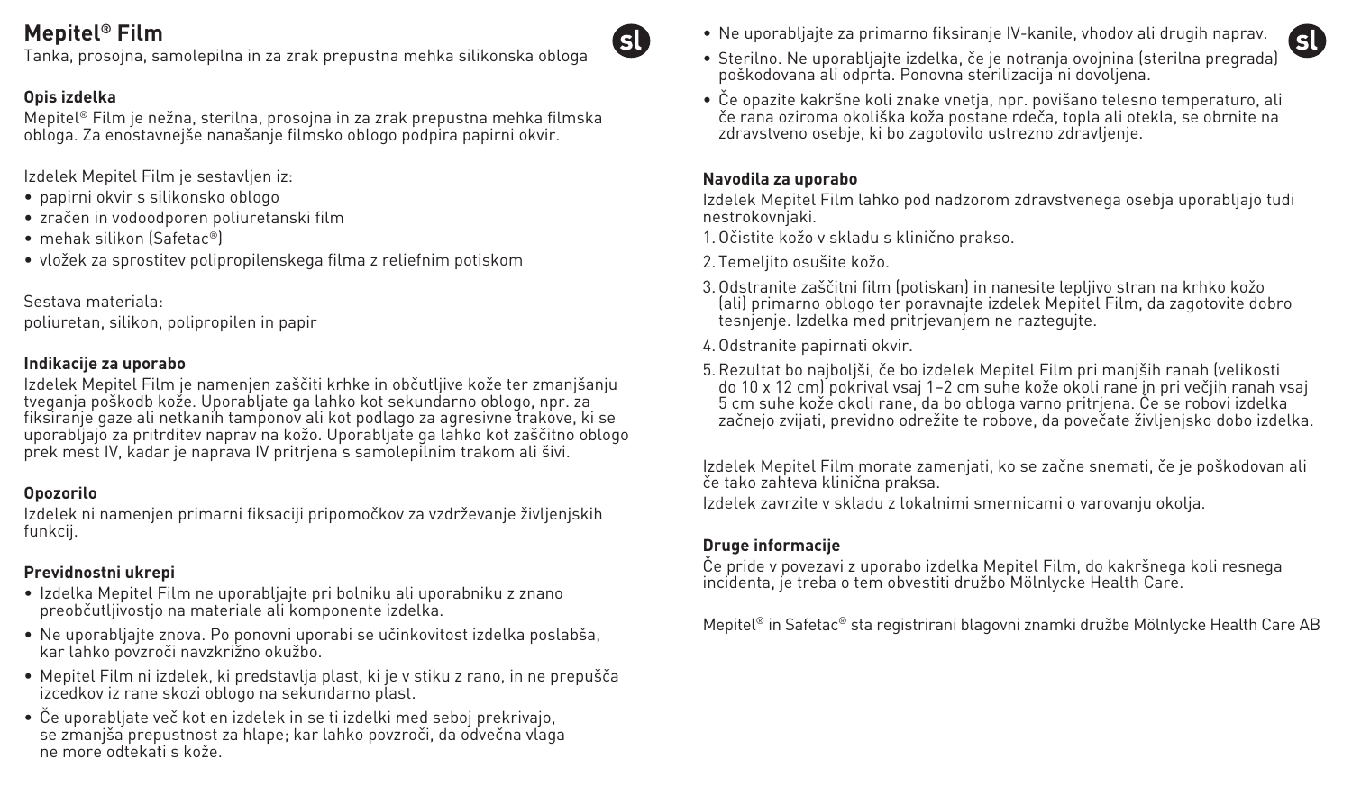# Mepitel® Film

Tanka, prosojna, samolepilna in za zrak prepustna mehka silikonska obloga

**Opis izdelka**

Mepitel® Film je nežna, sterilna, prosojna in za zrak prepustna mehka filmska obloga. Za enostavnejše nanašanje filmsko oblogo podpira papirni okvir.

Izdelek Mepitel Film je sestavljen iz:

- papirni okvir s silikonsko oblogo
- zračen in vodoodporen poliuretanski film
- mehak silikon (Safetac®)
- vložek za sprostitev polipropilenskega filma z reliefnim potiskom

Sestava materiala:
poliuretan, silikon, polipropilen in papir

**Indikacije za uporabo**

Izdelek Mepitel Film je namenjen zaščiti krhke in občutljive kože ter zmanjšanju tveganja poškodb kože. Uporabljate ga lahko kot sekundarno oblogo, npr. za fiksiranje gaze ali netkanih tamponov ali kot podlago za agresivne trakove, ki se uporabljajo za pritrditev naprav na kožo. Uporabljate ga lahko kot zaščitno oblogo prek mest IV, kadar je naprava IV pritrjena s samolepilnim trakom ali šivi.

**Opozorilo**

Izdelek ni namenjen primarni fiksaciji pripomočkov za vzdrževanje življenjskih funkcij.

**Previdnostni ukrepi**

- Izdelka Mepitel Film ne uporabljajte pri bolniku ali uporabniku z znano preobčutljivostjo na materiale ali komponente izdelka.
- Ne uporabljajte znova. Po ponovni uporabi se učinkovitost izdelka poslabša, kar lahko povzroči navzkrižno okužbo.
- Mepitel Film ni izdelek, ki predstavlja plast, ki je v stiku z rano, in ne prepušča izcedkov iz rane skozi oblogo na sekundarno plast.
- Če uporabljate več kot en izdelek in se ti izdelki med seboj prekrivajo, se zmanjša prepustnost za hlape; kar lahko povzroči, da odvečna vlaga ne more odtekati s kože.
- Ne uporabljajte za primarno fiksiranje IV-kanile, vhodov ali drugih naprav.
- Sterilno. Ne uporabljajte izdelka, če je notranja ovojnina (sterilna pregrada) poškodovana ali odprta. Ponovna sterilizacija ni dovoljena.
- Če opazite kakršne koli znake vnetja, npr. povišano telesno temperaturo, ali če rana oziroma okoliška koža postane rdeča, topla ali otekla, se obrnite na zdravstveno osebje, ki bo zagotovilo ustrezno zdravljenje.

**Navodila za uporabo**

Izdelek Mepitel Film lahko pod nadzorom zdravstvenega osebja uporabljajo tudi nestrokovnjaki.

1. Očistite kožo v skladu s klinično prakso.
2. Temeljito osušite kožo.
3. Odstranite zaščitni film (potiskan) in nanesite lepljivo stran na krhko kožo (ali) primarno oblogo ter poravnajte izdelek Mepitel Film, da zagotovite dobro tesnjenje. Izdelka med pritrjevanjem ne raztegujte.
4. Odstranite papirnati okvir.
5. Rezultat bo najboljši, če bo izdelek Mepitel Film pri manjših ranah (velikosti do 10 x 12 cm) pokrival vsaj 1–2 cm suhe kože okoli rane in pri večjih ranah vsaj 5 cm suhe kože okoli rane, da bo obloga varno pritrjena. Če se robovi izdelka začnejo zvijati, previdno odrežite te robove, da povečate življenjsko dobo izdelka.

Izdelek Mepitel Film morate zamenjati, ko se začne snemati, če je poškodovan ali če tako zahteva klinična praksa.

Izdelek zavrzite v skladu z lokalnimi smernicami o varovanju okolja.

**Druge informacije**

Če pride v povezavi z uporabo izdelka Mepitel Film, do kakršnega koli resnega incidenta, je treba o tem obvestiti družbo Mölnlycke Health Care.

Mepitel® in Safetac® sta registrirani blagovni znamki družbe Mölnlycke Health Care AB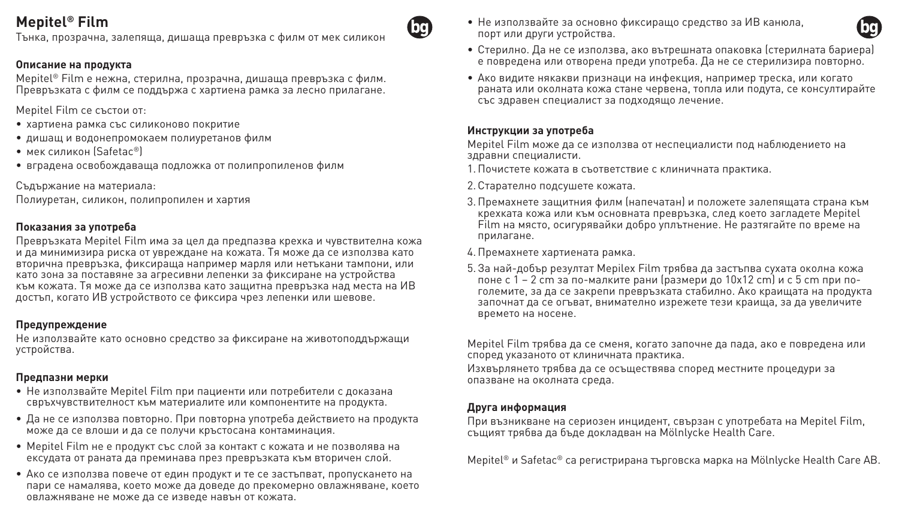# Mepitel® Film

Тънка, прозрачна, залепяща, дишаща превръзка с филм от мек силикон

### Описание на продукта

Mepitel® Film е нежна, стерилна, прозрачна, дишаща превръзка с филм. Превръзката с филм се поддържа с хартиена рамка за лесно прилагане.

Mepitel Film се състои от:

- хартиена рамка със силиконово покритие
- дишащ и водонепромокаем полиуретанов филм
- мек силикон (Safetac®)
- вградена освобождаваща подложка от полипропиленов филм

Съдържание на материала:
Полиуретан, силикон, полипропилен и хартия

### Показания за употреба

Превръзката Mepitel Film има за цел да предпазва крехка и чувствителна кожа и да минимизира риска от увреждане на кожата. Тя може да се използва като вторична превръзка, фиксираща например марля или нетъкани тампони, или като зона за поставяне за агресивни лепенки за фиксиране на устройства към кожата. Тя може да се използва като защитна превръзка над места на ИВ достъп, когато ИВ устройството се фиксира чрез лепенки или шевове.

### Предупреждение

Не използвайте като основно средство за фиксиране на животоподдържащи устройства.

### Предпазни мерки

- Не използвайте Mepitel Film при пациенти или потребители с доказана свръхчувствителност към материалите или компонентите на продукта.
- Да не се използва повторно. При повторна употреба действието на продукта може да се влоши и да се получи кръстосана контаминация.
- Mepitel Film не е продукт със слой за контакт с кожата и не позволява на ексудата от раната да преминава през превръзката към вторичен слой.
- Ако се използва повече от един продукт и те се застъпват, пропускането на пари се намалява, което може да доведе до прекомерно овлажняване, което овлажняване не може да се изведе навън от кожата.
- Не използвайте за основно фиксиращо средство за ИВ канюла, порт или други устройства.
- Стерилно. Да не се използва, ако вътрешната опаковка (стерилната бариера) е повредена или отворена преди употреба. Да не се стерилизира повторно.
- Ако видите някакви признаци на инфекция, например треска, или когато раната или околната кожа стане червена, топла или подута, се консултирайте със здравен специалист за подходящо лечение.

### Инструкции за употреба

Mepitel Film може да се използва от неспециалисти под наблюдението на здравни специалисти.

1. Почистете кожата в съответствие с клиничната практика.
2. Старателно подсушете кожата.
3. Премахнете защитния филм (напечатан) и положете залепящата страна към крехката кожа или към основната превръзка, след което загладете Mepitel Film на място, осигурявайки добро уплътнение. Не разтягайте по време на прилагане.
4. Премахнете хартиената рамка.
5. За най-добър резултат Mepilex Film трябва да застъпва сухата околна кожа поне с 1 – 2 cm за по-малките рани (размери до 10x12 cm) и с 5 cm при по-големите, за да се закрепи превръзката стабилно. Ако краищата на продукта започнат да се огъват, внимателно изрежете тези краища, за да увеличите времето на носене.

Mepitel Film трябва да се сменя, когато започне да пада, ако е повредена или според указаното от клиничната практика.

Изхвърлянето трябва да се осъществява според местните процедури за опазване на околната среда.

### Друга информация

При възникване на сериозен инцидент, свързан с употребата на Mepitel Film, същият трябва да бъде докладван на Mölnlycke Health Care.

Mepitel® и Safetac® са регистрирана търговска марка на Mölnlycke Health Care AB.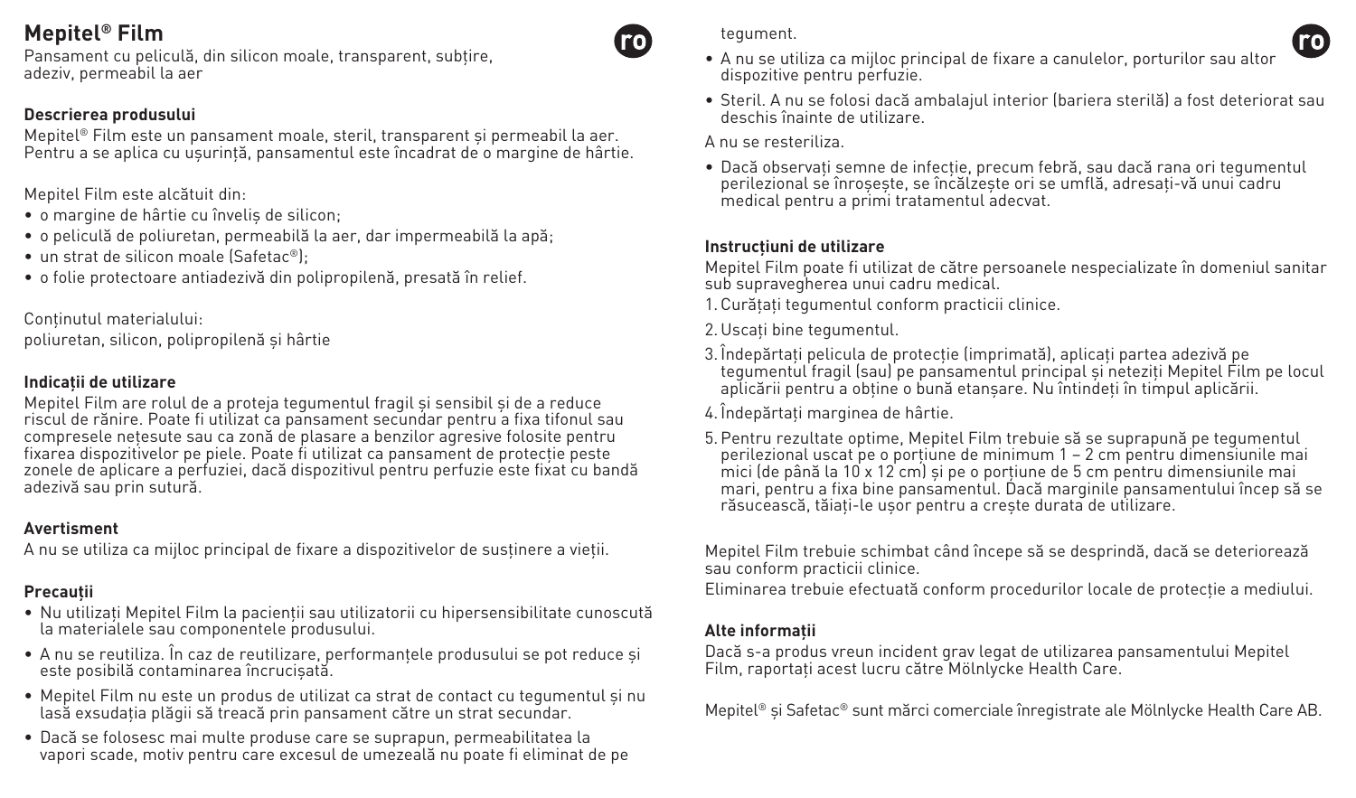# Mepitel® Film

Pansament cu peliculă, din silicon moale, transparent, subțire, adeziv, permeabil la aer

### Descrierea produsului

Mepitel® Film este un pansament moale, steril, transparent și permeabil la aer. Pentru a se aplica cu ușurință, pansamentul este încadrat de o margine de hârtie.

Mepitel Film este alcătuit din:

- o margine de hârtie cu înveliș de silicon;
- o peliculă de poliuretan, permeabilă la aer, dar impermeabilă la apă;
- un strat de silicon moale (Safetac®);
- o folie protectoare antiadezivă din polipropilenă, presată în relief.

Conținutul materialului:
poliuretan, silicon, polipropilenă și hârtie

### Indicații de utilizare

Mepitel Film are rolul de a proteja tegumentul fragil și sensibil și de a reduce riscul de rănire. Poate fi utilizat ca pansament secundar pentru a fixa tifonul sau compresele nețesute sau ca zonă de plasare a benzilor agresive folosite pentru fixarea dispozitivelor pe piele. Poate fi utilizat ca pansament de protecție peste zonele de aplicare a perfuziei, dacă dispozitivul pentru perfuzie este fixat cu bandă adezivă sau prin sutură.

### Avertisment

A nu se utiliza ca mijloc principal de fixare a dispozitivelor de susținere a vieții.

### Precauții

- Nu utilizați Mepitel Film la pacienții sau utilizatorii cu hipersensibilitate cunoscută la materialele sau componentele produsului.
- A nu se reutiliza. În caz de reutilizare, performanțele produsului se pot reduce și este posibilă contaminarea încrucișată.
- Mepitel Film nu este un produs de utilizat ca strat de contact cu tegumentul și nu lasă exsudația plăgii să treacă prin pansament către un strat secundar.
- Dacă se folosesc mai multe produse care se suprapun, permeabilitatea la vapori scade, motiv pentru care excesul de umezeală nu poate fi eliminat de pe tegument.
- A nu se utiliza ca mijloc principal de fixare a canulelor, porturilor sau altor dispozitive pentru perfuzie.
- Steril. A nu se folosi dacă ambalajul interior (bariera sterilă) a fost deteriorat sau deschis înainte de utilizare.

A nu se resteriliza.

- Dacă observați semne de infecție, precum febră, sau dacă rana ori tegumentul perilezional se înroșește, se încălzește ori se umflă, adresați-vă unui cadru medical pentru a primi tratamentul adecvat.

### Instrucțiuni de utilizare

Mepitel Film poate fi utilizat de către persoanele nespecializate în domeniul sanitar sub supravegherea unui cadru medical.

1. Curățați tegumentul conform practicii clinice.
2. Uscați bine tegumentul.
3. Îndepărtați pelicula de protecție (imprimată), aplicați partea adezivă pe tegumentul fragil (sau) pe pansamentul principal și neteziți Mepitel Film pe locul aplicării pentru a obține o bună etanșare. Nu întindeți în timpul aplicării.
4. Îndepărtați marginea de hârtie.
5. Pentru rezultate optime, Mepitel Film trebuie să se suprapună pe tegumentul perilezional uscat pe o porțiune de minimum 1 – 2 cm pentru dimensiunile mai mici (de până la 10 x 12 cm) și pe o porțiune de 5 cm pentru dimensiunile mai mari, pentru a fixa bine pansamentul. Dacă marginile pansamentului încep să se răsucească, tăiați-le ușor pentru a crește durata de utilizare.

Mepitel Film trebuie schimbat când începe să se desprindă, dacă se deteriorează sau conform practicii clinice.

Eliminarea trebuie efectuată conform procedurilor locale de protecție a mediului.

### Alte informații

Dacă s-a produs vreun incident grav legat de utilizarea pansamentului Mepitel Film, raportați acest lucru către Mölnlycke Health Care.

Mepitel® și Safetac® sunt mărci comerciale înregistrate ale Mölnlycke Health Care AB.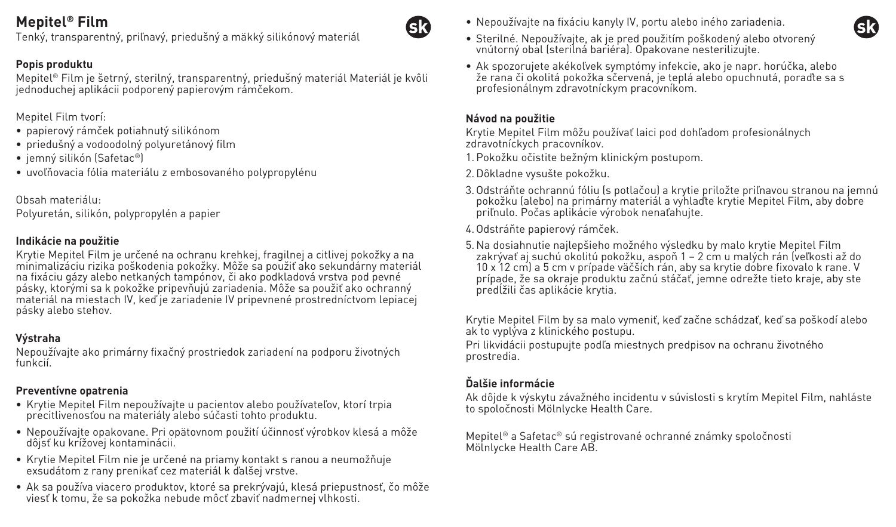# Mepitel® Film

Tenký, transparentný, priľnavý, priedušný a mäkký silikónový materiál

### Popis produktu

Mepitel® Film je šetrný, sterilný, transparentný, priedušný materiál Materiál je kvôli jednoduchej aplikácii podporený papierovým rámčekom.

Mepitel Film tvorí:

- papierový rámček potiahnutý silikónom
- priedušný a vodoodolný polyuretánový film
- jemný silikón (Safetac®)
- uvoľňovacia fólia materiálu z embosovaného polypropylénu

Obsah materiálu:
Polyuretán, silikón, polypropylén a papier

### Indikácie na použitie

Krytie Mepitel Film je určené na ochranu krehkej, fragilnej a citlivej pokožky a na minimalizáciu rizika poškodenia pokožky. Môže sa použiť ako sekundárny materiál na fixáciu gázy alebo netkaných tampónov, či ako podkladová vrstva pod pevné pásky, ktorými sa k pokožke pripevňujú zariadenia. Môže sa použiť ako ochranný materiál na miestach IV, keď je zariadenie IV pripevnené prostredníctvom lepiacej pásky alebo stehov.

### Výstraha

Nepoužívajte ako primárny fixačný prostriedok zariadení na podporu životných funkcií.

### Preventívne opatrenia

- Krytie Mepitel Film nepoužívajte u pacientov alebo používateľov, ktorí trpia precitlivenosťou na materiály alebo súčasti tohto produktu.
- Nepoužívajte opakovane. Pri opätovnom použití účinnosť výrobkov klesá a môže dôjsť ku krížovej kontaminácii.
- Krytie Mepitel Film nie je určené na priamy kontakt s ranou a neumožňuje exsudátom z rany prenikať cez materiál k ďalšej vrstve.
- Ak sa používa viacero produktov, ktoré sa prekrývajú, klesá priepustnosť, čo môže viesť k tomu, že sa pokožka nebude môcť zbaviť nadmernej vlhkosti.
- Nepoužívajte na fixáciu kanyly IV, portu alebo iného zariadenia.
- Sterilné. Nepoužívajte, ak je pred použitím poškodený alebo otvorený vnútorný obal (sterilná bariéra). Opakovane nesterilizujte.
- Ak spozorujete akékoľvek symptómy infekcie, ako je napr. horúčka, alebo že rana či okolitá pokožka sčervená, je teplá alebo opuchnutá, poraďte sa s profesionálnym zdravotníckym pracovníkom.

### Návod na použitie

Krytie Mepitel Film môžu používať laici pod dohľadom profesionálnych zdravotníckych pracovníkov.

1. Pokožku očistite bežným klinickým postupom.
2. Dôkladne vysušte pokožku.
3. Odstráňte ochrannú fóliu (s potlačou) a krytie priložte priľnavou stranou na jemnú pokožku (alebo) na primárny materiál a vyhlaďte krytie Mepitel Film, aby dobre priľnulo. Počas aplikácie výrobok nenaťahujte.
4. Odstráňte papierový rámček.
5. Na dosiahnutie najlepšieho možného výsledku by malo krytie Mepitel Film zakrývať aj suchú okolitú pokožku, aspoň 1 – 2 cm u malých rán (veľkosti až do 10 x 12 cm) a 5 cm v prípade väčších rán, aby sa krytie dobre fixovalo k rane. V prípade, že sa okraje produktu začnú stáčať, jemne odrežte tieto kraje, aby ste predĺžili čas aplikácie krytia.

Krytie Mepitel Film by sa malo vymeniť, keď začne schádzať, keď sa poškodí alebo ak to vyplýva z klinického postupu.

Pri likvidácii postupujte podľa miestnych predpisov na ochranu životného prostredia.

### Ďalšie informácie

Ak dôjde k výskytu závažného incidentu v súvislosti s krytím Mepitel Film, nahláste to spoločnosti Mölnlycke Health Care.

Mepitel® a Safetac® sú registrované ochranné známky spoločnosti Mölnlycke Health Care AB.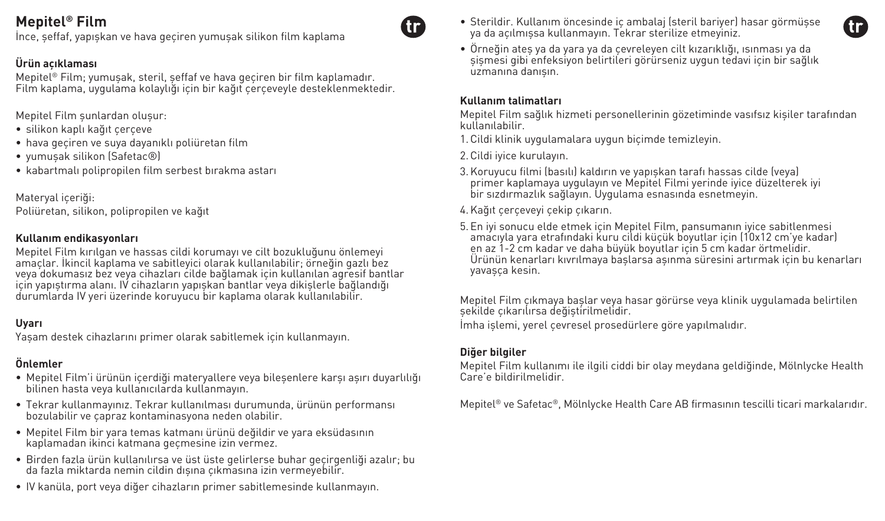# Mepitel® Film

İnce, şeffaf, yapışkan ve hava geçiren yumuşak silikon film kaplama

**Ürün açıklaması**

Mepitel® Film; yumuşak, steril, şeffaf ve hava geçiren bir film kaplamadır. Film kaplama, uygulama kolaylığı için bir kağıt çerçeveyle desteklenmektedir.

Mepitel Film şunlardan oluşur:

- silikon kaplı kağıt çerçeve
- hava geçiren ve suya dayanıklı poliüretan film
- yumuşak silikon (Safetac®)
- kabartmalı polipropilen film serbest bırakma astarı

Materyal içeriği:
Poliüretan, silikon, polipropilen ve kağıt

**Kullanım endikasyonları**

Mepitel Film kırılgan ve hassas cildi korumayı ve cilt bozukluğunu önlemeyi amaçlar. İkincil kaplama ve sabitleyici olarak kullanılabilir; örneğin gazlı bez veya dokumasız bez veya cihazları cilde bağlamak için kullanılan agresif bantlar için yapıştırma alanı. IV cihazların yapışkan bantlar veya dikişlerle bağlandığı durumlarda IV yeri üzerinde koruyucu bir kaplama olarak kullanılabilir.

**Uyarı**

Yaşam destek cihazlarını primer olarak sabitlemek için kullanmayın.

**Önlemler**

- Mepitel Film'i ürünün içerdiği materyallere veya bileşenlere karşı aşırı duyarlılığı bilinen hasta veya kullanıcılarda kullanmayın.
- Tekrar kullanmayınız. Tekrar kullanılması durumunda, ürünün performansı bozulabilir ve çapraz kontaminasyona neden olabilir.
- Mepitel Film bir yara temas katmanı ürünü değildir ve yara eksüdasının kaplamadan ikinci katmana geçmesine izin vermez.
- Birden fazla ürün kullanılırsa ve üst üste gelirlerse buhar geçirgenliği azalır; bu da fazla miktarda nemin cildin dışına çıkmasına izin vermeyebilir.
- IV kanüla, port veya diğer cihazların primer sabitlemesinde kullanmayın.
- Sterildir. Kullanım öncesinde iç ambalaj (steril bariyer) hasar görmüşse ya da açılmışsa kullanmayın. Tekrar sterilize etmeyiniz.
- Örneğin ateş ya da yara ya da çevreleyen cilt kızarıklığı, ısınması ya da şişmesi gibi enfeksiyon belirtileri görürseniz uygun tedavi için bir sağlık uzmanına danışın.

**Kullanım talimatları**

Mepitel Film sağlık hizmeti personellerinin gözetiminde vasıfsız kişiler tarafından kullanılabilir.

1. Cildi klinik uygulamalara uygun biçimde temizleyin.
2. Cildi iyice kurulayın.
3. Koruyucu filmi (basılı) kaldırın ve yapışkan tarafı hassas cilde (veya) primer kaplamaya uygulayın ve Mepitel Filmi yerinde iyice düzelterek iyi bir sızdırmazlık sağlayın. Uygulama esnasında esnetmeyin.
4. Kağıt çerçeveyi çekip çıkarın.
5. En iyi sonucu elde etmek için Mepitel Film, pansumanın iyice sabitlenmesi amacıyla yara etrafındaki kuru cildi küçük boyutlar için (10x12 cm'ye kadar) en az 1-2 cm kadar ve daha büyük boyutlar için 5 cm kadar örtmelidir. Ürünün kenarları kıvrılmaya başlarsa aşınma süresini artırmak için bu kenarları yavaşça kesin.

Mepitel Film çıkmaya başlar veya hasar görürse veya klinik uygulamada belirtilen şekilde çıkarılırsa değiştirilmelidir.

İmha işlemi, yerel çevresel prosedürlere göre yapılmalıdır.

**Diğer bilgiler**

Mepitel Film kullanımı ile ilgili ciddi bir olay meydana geldiğinde, Mölnlycke Health Care'e bildirilmelidir.

Mepitel® ve Safetac®, Mölnlycke Health Care AB firmasının tescilli ticari markalarıdır.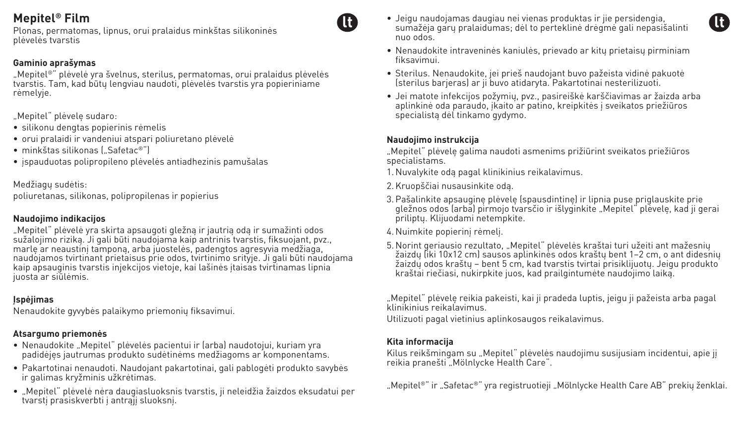# Mepitel® Film

Plonas, permatomas, lipnus, orui pralaidus minkštas silikoninės plėvelės tvarstis

### Gaminio aprašymas

„Mepitel®" plėvelė yra švelnus, sterilus, permatomas, orui pralaidus plėvelės tvarstis. Tam, kad būtų lengviau naudoti, plėvelės tvarstis yra popieriniame rėmelyje.

„Mepitel" plėvelę sudaro:

- silikonu dengtas popierinis rėmelis
- orui pralaidi ir vandeniui atspari poliuretano plėvelė
- minkštas silikonas („Safetac®")
- įspauduotas polipropileno plėvelės antiadhezinis pamušalas

Medžiagų sudėtis:
poliuretanas, silikonas, polipropilenas ir popierius

### Naudojimo indikacijos

„Mepitel" plėvelė yra skirta apsaugoti gležną ir jautrią odą ir sumažinti odos sužalojimo riziką. Ji gali būti naudojama kaip antrinis tvarstis, fiksuojant, pvz., marlę ar neaustinį tamponą, arba juostelės, padengtos agresyvia medžiaga, naudojamos tvirtinant prietaisus prie odos, tvirtinimo srityje. Ji gali būti naudojama kaip apsauginis tvarstis injekcijos vietoje, kai lašinės įtaisas tvirtinamas lipnia juosta ar siūlėmis.

### Įspėjimas

Nenaudokite gyvybės palaikymo priemonių fiksavimui.

### Atsargumo priemonės

- Nenaudokite „Mepitel" plėvelės pacientui ir (arba) naudotojui, kuriam yra padidėjęs jautrumas produkto sudėtinėms medžiagoms ar komponentams.
- Pakartotinai nenaudoti. Naudojant pakartotinai, gali pablogėti produkto savybės ir galimas kryžminis užkrėtimas.
- „Mepitel" plėvelė nėra daugiasluoksnis tvarstis, ji neleidžia žaizdos eksudatui per tvarstį prasiskverbti į antrąjį sluoksnį.
- Jeigu naudojamas daugiau nei vienas produktas ir jie persidengia, sumažėja garų pralaidumas; dėl to perteklinė drėgmė gali nepasišalinti nuo odos.
- Nenaudokite intraveninės kaniulės, prievado ar kitų prietaisų pirminiam fiksavimui.
- Sterilus. Nenaudokite, jei prieš naudojant buvo pažeista vidinė pakuotė (sterilus barjeras) ar ji buvo atidaryta. Pakartotinai nesterilizuoti.
- Jei matote infekcijos požymių, pvz., pasireiškė karščiavimas ar žaizda arba aplinkinė oda paraudo, įkaito ar patino, kreipkitės į sveikatos priežiūros specialistą dėl tinkamo gydymo.

### Naudojimo instrukcija

„Mepitel" plėvelę galima naudoti asmenims prižiūrint sveikatos priežiūros specialistams.

1. Nuvalykite odą pagal klinikinius reikalavimus.
2. Kruopščiai nusausinkite odą.
3. Pašalinkite apsauginę plėvelę (spausdintinę) ir lipnia puse priglauskite prie gležnos odos (arba) pirmojo tvarsčio ir išlyginkite „Mepitel" plėvelę, kad ji gerai priliptų. Klijuodami netempkite.
4. Nuimkite popierinį rėmelį.
5. Norint geriausio rezultato, „Mepitel" plėvelės kraštai turi užeiti ant mažesnių žaizdų (iki 10x12 cm) sausos aplinkinės odos kraštų bent 1–2 cm, o ant didesnių žaizdų odos kraštų – bent 5 cm, kad tvarstis tvirtai prisiklijuotų. Jeigu produkto kraštai riečiasi, nukirpkite juos, kad prailgintumėte naudojimo laiką.

„Mepitel" plėvelę reikia pakeisti, kai ji pradeda luptis, jeigu ji pažeista arba pagal klinikinius reikalavimus.
Utilizuoti pagal vietinius aplinkosaugos reikalavimus.

### Kita informacija

Kilus reikšmingam su „Mepitel" plėvelės naudojimu susijusiam incidentui, apie jį reikia pranešti „Mölnlycke Health Care".

„Mepitel®" ir „Safetac®" yra registruotieji „Mölnlycke Health Care AB" prekių ženklai.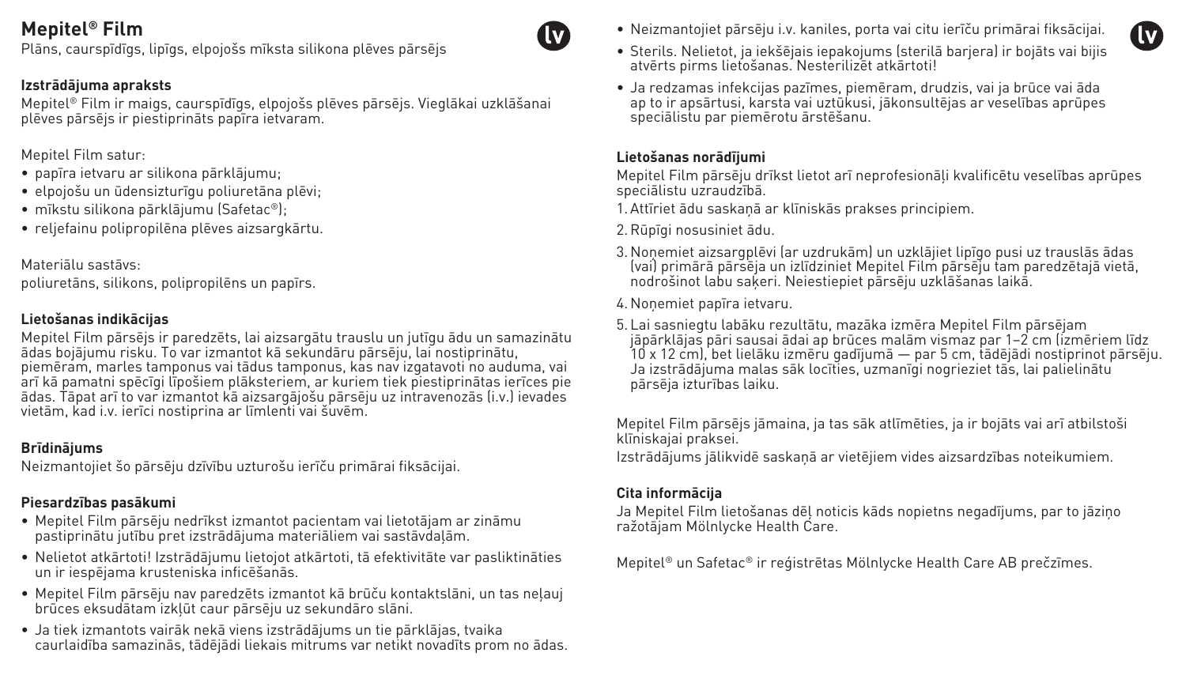# Mepitel® Film

Plāns, caurspīdīgs, lipīgs, elpojošs mīksta silikona plēves pārsējs

### Izstrādājuma apraksts

Mepitel® Film ir maigs, caurspīdīgs, elpojošs plēves pārsējs. Vieglākai uzklāšanai plēves pārsējs ir piestiprināts papīra ietvaram.

Mepitel Film satur:

- papīra ietvaru ar silikona pārklājumu;
- elpojošu un ūdensizturīgu poliuretāna plēvi;
- mīkstu silikona pārklājumu (Safetac®);
- reljefainu polipropilēna plēves aizsargkārtu.

Materiālu sastāvs:
poliuretāns, silikons, polipropilēns un papīrs.

### Lietošanas indikācijas

Mepitel Film pārsējs ir paredzēts, lai aizsargātu trauslu un jutīgu ādu un samazinātu ādas bojājumu risku. To var izmantot kā sekundāru pārsēju, lai nostiprinātu, piemēram, marles tamponus vai tādus tamponus, kas nav izgatavoti no auduma, vai arī kā pamatni spēcīgi lipošiem plāksteriem, ar kuriem tiek piestiprinātas ierīces pie ādas. Tāpat arī to var izmantot kā aizsargājošu pārsēju uz intravenozās (i.v.) ievades vietām, kad i.v. ierīci nostiprina ar līmlenti vai šuvēm.

### Brīdinājums

Neizmantojiet šo pārsēju dzīvību uzturošu ierīču primārai fiksācijai.

### Piesardzības pasākumi

- Mepitel Film pārsēju nedrīkst izmantot pacientam vai lietotājam ar zināmu pastiprinātu jutību pret izstrādājuma materiāliem vai sastāvdaļām.
- Nelietot atkārtoti! Izstrādājumu lietojot atkārtoti, tā efektivitāte var pasliktināties un ir iespējama krusteniska inficēšanās.
- Mepitel Film pārsēju nav paredzēts izmantot kā brūču kontaktslāni, un tas neļauj brūces eksudātam izkļūt caur pārsēju uz sekundāro slāni.
- Ja tiek izmantots vairāk nekā viens izstrādājums un tie pārklājas, tvaika caurlaidība samazinās, tādējādi liekais mitrums var netikt novadīts prom no ādas.
- Neizmantojiet pārsēju i.v. kaniles, porta vai citu ierīču primārai fiksācijai.
- Sterils. Nelietot, ja iekšējais iepakojums (sterilā barjera) ir bojāts vai bijis atvērts pirms lietošanas. Nesterilizēt atkārtoti!
- Ja redzamas infekcijas pazīmes, piemēram, drudzis, vai ja brūce vai āda ap to ir apsārtusi, karsta vai uztūkusi, jākonsultējas ar veselības aprūpes speciālistu par piemērotu ārstēšanu.

### Lietošanas norādījumi

Mepitel Film pārsēju drīkst lietot arī neprofesionāļi kvalificētu veselības aprūpes speciālistu uzraudzībā.

1. Attīriet ādu saskaņā ar klīniskās prakses principiem.
2. Rūpīgi nosusiniet ādu.
3. Noņemiet aizsargplēvi (ar uzdrukām) un uzklājiet lipīgo pusi uz trauslās ādas (vai) primārā pārsēja un izlīdziniet Mepitel Film pārsēju tam paredzētajā vietā, nodrošinot labu saķeri. Neiestiepiet pārsēju uzklāšanas laikā.
4. Noņemiet papīra ietvaru.
5. Lai sasniegtu labāku rezultātu, mazāka izmēra Mepitel Film pārsējam jāpārklājas pāri sausai ādai ap brūces malām vismaz par 1–2 cm (izmēriem līdz 10 x 12 cm), bet lielāku izmēru gadījumā — par 5 cm, tādējādi nostiprinot pārsēju. Ja izstrādājuma malas sāk locīties, uzmanīgi nogrieziet tās, lai palielinātu pārsēja izturības laiku.

Mepitel Film pārsējs jāmaina, ja tas sāk atlīmēties, ja ir bojāts vai arī atbilstoši klīniskajai praksei.

Izstrādājums jālikvidē saskaņā ar vietējiem vides aizsardzības noteikumiem.

### Cita informācija

Ja Mepitel Film lietošanas dēļ noticis kāds nopietns negadījums, par to jāziņo ražotājam Mölnlycke Health Care.

Mepitel® un Safetac® ir reģistrētas Mölnlycke Health Care AB prečzīmes.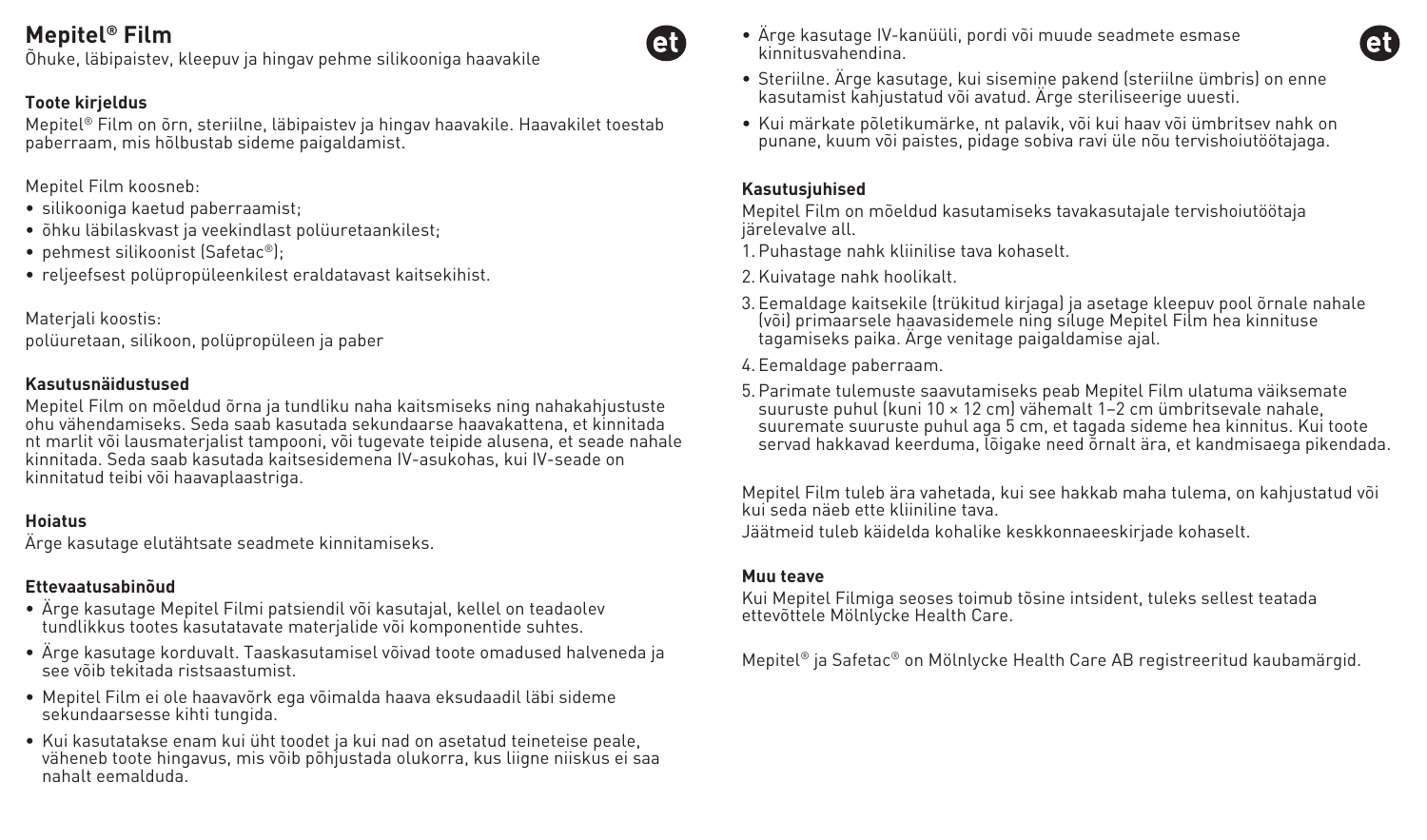# Mepitel® Film

Õhuke, läbipaistev, kleepuv ja hingav pehme silikooniga haavakile

### Toote kirjeldus

Mepitel® Film on õrn, steriilne, läbipaistev ja hingav haavakile. Haavakilet toestab paberraam, mis hõlbustab sideme paigaldamist.

Mepitel Film koosneb:

- silikooniga kaetud paberraamist;
- õhku läbilaskvast ja veekindlast polüuretaankilest;
- pehmest silikoonist (Safetac®);
- reljeefsest polüpropüleenkilest eraldatavast kaitsekihist.

Materjali koostis:
polüuretaan, silikoon, polüpropüleen ja paber

### Kasutusnäidustused

Mepitel Film on mõeldud õrna ja tundliku naha kaitsmiseks ning nahakahjustuste ohu vähendamiseks. Seda saab kasutada sekundaarse haavakattena, et kinnitada nt marlit või lausmaterjalist tampooni, või tugevate teipide alusena, et seade nahale kinnitada. Seda saab kasutada kaitsesidemena IV-asukohas, kui IV-seade on kinnitatud teibi või haavaplaastriga.

### Hoiatus

Ärge kasutage elutähtsate seadmete kinnitamiseks.

### Ettevaatusabinõud

- Ärge kasutage Mepitel Filmi patsiendil või kasutajal, kellel on teadaolev tundlikkus tootes kasutatavate materjalide või komponentide suhtes.
- Ärge kasutage korduvalt. Taaskasutamisel võivad toote omadused halveneda ja see võib tekitada ristsaastumist.
- Mepitel Film ei ole haavavõrk ega võimalda haava eksudaadil läbi sideme sekundaarsesse kihti tungida.
- Kui kasutatakse enam kui üht toodet ja kui nad on asetatud teineteise peale, väheneb toote hingavus, mis võib põhjustada olukorra, kus liigne niiskus ei saa nahalt eemalduda.
- Ärge kasutage IV-kanüüli, pordi või muude seadmete esmase kinnitusvahendina.
- Steriilne. Ärge kasutage, kui sisemine pakend (steriilne ümbris) on enne kasutamist kahjustatud või avatud. Ärge steriliseerige uuesti.
- Kui märkate põletikumärke, nt palavik, või kui haav või ümbritsev nahk on punane, kuum või paistes, pidage sobiva ravi üle nõu tervishoiutöötajaga.

### Kasutusjuhised

Mepitel Film on mõeldud kasutamiseks tavakasutajale tervishoiutöötaja järelevalve all.

1. Puhastage nahk kliinilise tava kohaselt.
2. Kuivatage nahk hoolikalt.
3. Eemaldage kaitsekile (trükitud kirjaga) ja asetage kleepuv pool õrnale nahale (või) primaarsele haavasidemele ning siluge Mepitel Film hea kinnituse tagamiseks paika. Ärge venitage paigaldamise ajal.
4. Eemaldage paberraam.
5. Parimate tulemuste saavutamiseks peab Mepitel Film ulatuma väiksemate suuruste puhul (kuni 10 × 12 cm) vähemalt 1–2 cm ümbritsevale nahale, suuremate suuruste puhul aga 5 cm, et tagada sideme hea kinnitus. Kui toote servad hakkavad keerduma, lõigake need õrnalt ära, et kandmisaega pikendada.

Mepitel Film tuleb ära vahetada, kui see hakkab maha tulema, on kahjustatud või kui seda näeb ette kliiniline tava.

Jäätmeid tuleb käidelda kohalike keskkonnaeeskirjade kohaselt.

### Muu teave

Kui Mepitel Filmiga seoses toimub tõsine intsident, tuleks sellest teatada ettevõttele Mölnlycke Health Care.

Mepitel® ja Safetac® on Mölnlycke Health Care AB registreeritud kaubamärgid.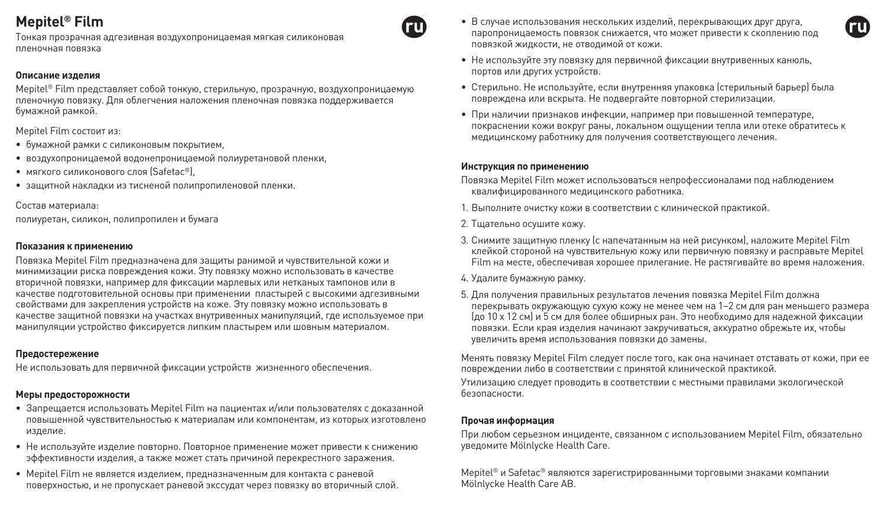# Mepitel® Film

Тонкая прозрачная адгезивная воздухопроницаемая мягкая силиконовая пленочная повязка

### Описание изделия

Mepitel® Film представляет собой тонкую, стерильную, прозрачную, воздухопроницаемую пленочную повязку. Для облегчения наложения пленочная повязка поддерживается бумажной рамкой.

Mepitel Film состоит из:

- бумажной рамки с силиконовым покрытием,
- воздухопроницаемой водонепроницаемой полиуретановой пленки,
- мягкого силиконового слоя (Safetac®),
- защитной накладки из тисненой полипропиленовой пленки.

Состав материала:
полиуретан, силикон, полипропилен и бумага

### Показания к применению

Повязка Mepitel Film предназначена для защиты ранимой и чувствительной кожи и минимизации риска повреждения кожи. Эту повязку можно использовать в качестве вторичной повязки, например для фиксации марлевых или нетканых тампонов или в качестве подготовительной основы при применении пластырей с высокими адгезивными свойствами для закрепления устройств на коже. Эту повязку можно использовать в качестве защитной повязки на участках внутривенных манипуляций, где используемое при манипуляции устройство фиксируется липким пластырем или шовным материалом.

### Предостережение

Не использовать для первичной фиксации устройств жизненного обеспечения.

### Меры предосторожности

- Запрещается использовать Mepitel Film на пациентах и/или пользователях с доказанной повышенной чувствительностью к материалам или компонентам, из которых изготовлено изделие.
- Не используйте изделие повторно. Повторное применение может привести к снижению эффективности изделия, а также может стать причиной перекрестного заражения.
- Mepitel Film не является изделием, предназначенным для контакта с раневой поверхностью, и не пропускает раневой экссудат через повязку во вторичный слой.
- В случае использования нескольких изделий, перекрывающих друг друга, паропроницаемость повязок снижается, что может привести к скоплению под повязкой жидкости, не отводимой от кожи.
- Не используйте эту повязку для первичной фиксации внутривенных канюль, портов или других устройств.
- Стерильно. Не используйте, если внутренняя упаковка (стерильный барьер) была повреждена или вскрыта. Не подвергайте повторной стерилизации.
- При наличии признаков инфекции, например при повышенной температуре, покраснении кожи вокруг раны, локальном ощущении тепла или отеке обратитесь к медицинскому работнику для получения соответствующего лечения.

### Инструкция по применению

Повязка Mepitel Film может использоваться непрофессионалами под наблюдением квалифицированного медицинского работника.

1. Выполните очистку кожи в соответствии с клинической практикой.
2. Тщательно осушите кожу.
3. Снимите защитную пленку (с напечатанным на ней рисунком), наложите Mepitel Film клейкой стороной на чувствительную кожу или первичную повязку и расправьте Mepitel Film на месте, обеспечивая хорошее прилегание. Не растягивайте во время наложения.
4. Удалите бумажную рамку.
5. Для получения правильных результатов лечения повязка Mepitel Film должна перекрывать окружающую сухую кожу не менее чем на 1–2 см для ран меньшего размера (до 10 x 12 см) и 5 см для более обширных ран. Это необходимо для надежной фиксации повязки. Если края изделия начинают закручиваться, аккуратно обрежьте их, чтобы увеличить время использования повязки до замены.

Менять повязку Mepitel Film следует после того, как она начинает отставать от кожи, при ее повреждении либо в соответствии с принятой клинической практикой.

Утилизацию следует проводить в соответствии с местными правилами экологической безопасности.

### Прочая информация

При любом серьезном инциденте, связанном с использованием Mepitel Film, обязательно уведомите Mölnlycke Health Care.

Mepitel® и Safetac® являются зарегистрированными торговыми знаками компании Mölnlycke Health Care AB.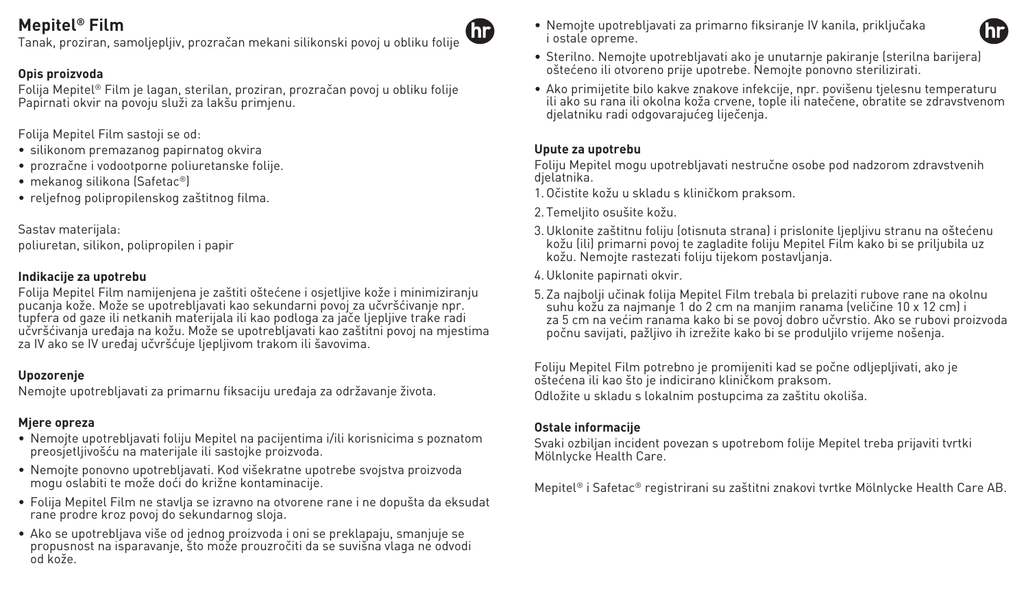# Mepitel® Film

Tanak, proziran, samoljepljiv, prozračan mekani silikonski povoj u obliku folije

### Opis proizvoda

Folija Mepitel® Film je lagan, sterilan, proziran, prozračan povoj u obliku folije Papirnati okvir na povoju služi za lakšu primjenu.

Folija Mepitel Film sastoji se od:

- silikonom premazanog papirnatog okvira
- prozračne i vodootporne poliuretanske folije.
- mekanog silikona (Safetac®)
- reljefnog polipropilenskog zaštitnog filma.

Sastav materijala:
poliuretan, silikon, polipropilen i papir

### Indikacije za upotrebu

Folija Mepitel Film namijenjena je zaštiti oštećene i osjetljive kože i minimiziranju pucanja kože. Može se upotrebljavati kao sekundarni povoj za učvršćivanje npr. tupfera od gaze ili netkanih materijala ili kao podloga za jače ljepljive trake radi učvršćivanja uređaja na kožu. Može se upotrebljavati kao zaštitni povoj na mjestima za IV ako se IV uređaj učvršćuje ljepljivom trakom ili šavovima.

### Upozorenje

Nemojte upotrebljavati za primarnu fiksaciju uređaja za održavanje života.

### Mjere opreza

- Nemojte upotrebljavati foliju Mepitel na pacijentima i/ili korisnicima s poznatom preosjetljivošću na materijale ili sastojke proizvoda.
- Nemojte ponovno upotrebljavati. Kod višekratne upotrebe svojstva proizvoda mogu oslabiti te može doći do križne kontaminacije.
- Folija Mepitel Film ne stavlja se izravno na otvorene rane i ne dopušta da eksudat rane prodre kroz povoj do sekundarnog sloja.
- Ako se upotrebljava više od jednog proizvoda i oni se preklapaju, smanjuje se propusnost na isparavanje, što može prouzročiti da se suvišna vlaga ne odvodi od kože.
- Nemojte upotrebljavati za primarno fiksiranje IV kanila, priključaka i ostale opreme.
- Sterilno. Nemojte upotrebljavati ako je unutarnje pakiranje (sterilna barijera) oštećeno ili otvoreno prije upotrebe. Nemojte ponovno sterilizirati.
- Ako primijetite bilo kakve znakove infekcije, npr. povišenu tjelesnu temperaturu ili ako su rana ili okolna koža crvene, tople ili natečene, obratite se zdravstvenom djelatniku radi odgovarajućeg liječenja.

### Upute za upotrebu

Foliju Mepitel mogu upotrebljavati nestručne osobe pod nadzorom zdravstvenih djelatnika.

1. Očistite kožu u skladu s kliničkom praksom.
2. Temeljito osušite kožu.
3. Uklonite zaštitnu foliju (otisnuta strana) i prislonite ljepljivu stranu na oštećenu kožu (ili) primarni povoj te zagladite foliju Mepitel Film kako bi se priljubila uz kožu. Nemojte rastezati foliju tijekom postavljanja.
4. Uklonite papirnati okvir.
5. Za najbolji učinak folija Mepitel Film trebala bi prelaziti rubove rane na okolnu suhu kožu za najmanje 1 do 2 cm na manjim ranama (veličine 10 x 12 cm) i za 5 cm na većim ranama kako bi se povoj dobro učvrstio. Ako se rubovi proizvoda počnu savijati, pažljivo ih izrežite kako bi se produljilo vrijeme nošenja.

Foliju Mepitel Film potrebno je promijeniti kad se počne odljepljivati, ako je oštećena ili kao što je indicirano kliničkom praksom.
Odložite u skladu s lokalnim postupcima za zaštitu okoliša.

### Ostale informacije

Svaki ozbiljan incident povezan s upotrebom folije Mepitel treba prijaviti tvrtki Mölnlycke Health Care.

Mepitel® i Safetac® registrirani su zaštitni znakovi tvrtke Mölnlycke Health Care AB.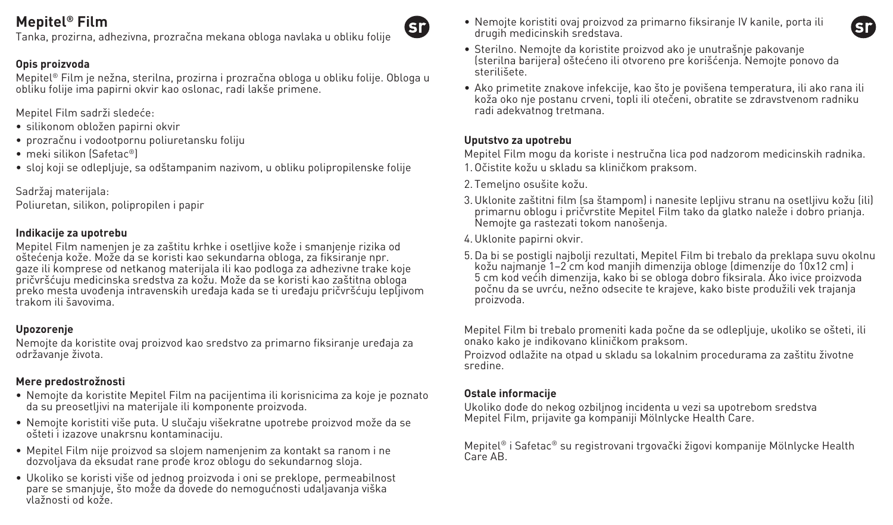# Mepitel® Film

Tanka, prozirna, adhezivna, prozračna mekana obloga navlaka u obliku folije

### Opis proizvoda

Mepitel® Film je nežna, sterilna, prozirna i prozračna obloga u obliku folije. Obloga u obliku folije ima papirni okvir kao oslonac, radi lakše primene.

Mepitel Film sadrži sledeće:

- silikonom obložen papirni okvir
- prozračnu i vodootpornu poliuretansku foliju
- meki silikon (Safetac®)
- sloj koji se odlepljuje, sa odštampanim nazivom, u obliku polipropilenske folije

Sadržaj materijala:
Poliuretan, silikon, polipropilen i papir

### Indikacije za upotrebu

Mepitel Film namenjen je za zaštitu krhke i osetljive kože i smanjenje rizika od oštećenja kože. Može da se koristi kao sekundarna obloga, za fiksiranje npr. gaze ili komprese od netkanog materijala ili kao podloga za adhezivne trake koje pričvršćuju medicinska sredstva za kožu. Može da se koristi kao zaštitna obloga preko mesta uvođenja intravenskih uređaja kada se ti uređaju pričvršćuju lepljivom trakom ili šavovima.

### Upozorenje

Nemojte da koristite ovaj proizvod kao sredstvo za primarno fiksiranje uređaja za održavanje života.

### Mere predostrožnosti

- Nemojte da koristite Mepitel Film na pacijentima ili korisnicima za koje je poznato da su preosetljivi na materijale ili komponente proizvoda.
- Nemojte koristiti više puta. U slučaju višekratne upotrebe proizvod može da se ošteti i izazove unakrsnu kontaminaciju.
- Mepitel Film nije proizvod sa slojem namenjenim za kontakt sa ranom i ne dozvoljava da eksudat rane prođe kroz oblogu do sekundarnog sloja.
- Ukoliko se koristi više od jednog proizvoda i oni se preklope, permeabilnost pare se smanjuje, što može da dovede do nemogućnosti udaljavanja viška vlažnosti od kože.
- Nemojte koristiti ovaj proizvod za primarno fiksiranje IV kanile, porta ili drugih medicinskih sredstava.
- Sterilno. Nemojte da koristite proizvod ako je unutrašnje pakovanje (sterilna barijera) oštećeno ili otvoreno pre korišćenja. Nemojte ponovo da sterilišete.
- Ako primetite znakove infekcije, kao što je povišena temperatura, ili ako rana ili koža oko nje postanu crveni, topli ili otečeni, obratite se zdravstvenom radniku radi adekvatnog tretmana.

### Uputstvo za upotrebu

Mepitel Film mogu da koriste i nestručna lica pod nadzorom medicinskih radnika.

1. Očistite kožu u skladu sa kliničkom praksom.
2. Temeljno osušite kožu.
3. Uklonite zaštitni film (sa štampom) i nanesite lepljivu stranu na osetljivu kožu (ili) primarnu oblogu i pričvrstite Mepitel Film tako da glatko naleže i dobro prianja. Nemojte ga rastezati tokom nanošenja.
4. Uklonite papirni okvir.
5. Da bi se postigli najbolji rezultati, Mepitel Film bi trebalo da preklapa suvu okolnu kožu najmanje 1–2 cm kod manjih dimenzija obloge (dimenzije do 10x12 cm) i 5 cm kod većih dimenzija, kako bi se obloga dobro fiksirala. Ako ivice proizvoda počnu da se uvrću, nežno odsecite te krajeve, kako biste produžili vek trajanja proizvoda.

Mepitel Film bi trebalo promeniti kada počne da se odlepljuje, ukoliko se ošteti, ili onako kako je indikovano kliničkom praksom.

Proizvod odlažite na otpad u skladu sa lokalnim procedurama za zaštitu životne sredine.

### Ostale informacije

Ukoliko dođe do nekog ozbiljnog incidenta u vezi sa upotrebom sredstva Mepitel Film, prijavite ga kompaniji Mölnlycke Health Care.

Mepitel® i Safetac® su registrovani trgovački žigovi kompanije Mölnlycke Health Care AB.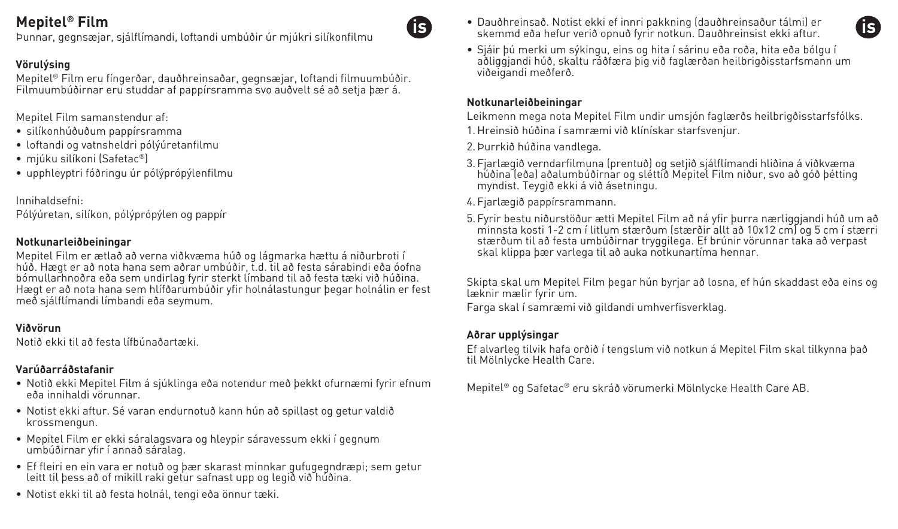# Mepitel® Film

Þunnar, gegnsæjar, sjálflímandi, loftandi umbúðir úr mjúkri silíkonfilmu

**Vörulýsing**

Mepitel® Film eru fíngerðar, dauðhreinsaðar, gegnsæjar, loftandi filmuumbúðir. Filmuumbúðirnar eru studdar af pappírsramma svo auðvelt sé að setja þær á.

Mepitel Film samanstendur af:

- silíkonhúðuðum pappírsramma
- loftandi og vatnsheldri pólýúretanfilmu
- mjúku silíkoni (Safetac®)
- upphleyptri fóðringu úr pólýprópýlenfilmu

Innihaldsefni:
Pólýúretan, silíkon, pólýprópýlen og pappír

**Notkunarleiðbeiningar**

Mepitel Film er ætlað að verna viðkvæma húð og lágmarka hættu á niðurbroti í húð. Hægt er að nota hana sem aðrar umbúðir, t.d. til að festa sárabindi eða óofna bómullarhnoðra eða sem undirlag fyrir sterkt límband til að festa tæki við húðina. Hægt er að nota hana sem hlífðarumbúðir yfir holnálastungur þegar holnálin er fest með sjálflímandi límbandi eða seymum.

**Viðvörun**

Notið ekki til að festa lífbúnaðartæki.

**Varúðarráðstafanir**

- Notið ekki Mepitel Film á sjúklinga eða notendur með þekkt ofurnæmi fyrir efnum eða innihaldi vörunnar.
- Notist ekki aftur. Sé varan endurnotuð kann hún að spillast og getur valdið krossmengun.
- Mepitel Film er ekki sáralagsvara og hleypir sáravessum ekki í gegnum umbúðirnar yfir í annað sáralag.
- Ef fleiri en ein vara er notuð og þær skarast minnkar gufugegndræpi; sem getur leitt til þess að of mikill raki getur safnast upp og legið við húðina.
- Notist ekki til að festa holnál, tengi eða önnur tæki.
- Dauðhreinsað. Notist ekki ef innri pakkning (dauðhreinsaður tálmi) er skemmd eða hefur verið opnuð fyrir notkun. Dauðhreinsist ekki aftur.
- Sjáir þú merki um sýkingu, eins og hita í sárinu eða roða, hita eða bólgu í aðliggjandi húð, skaltu ráðfæra þig við faglærðan heilbrigðisstarfsmann um viðeigandi meðferð.

**Notkunarleiðbeiningar**

Leikmenn mega nota Mepitel Film undir umsjón faglærðs heilbrigðisstarfsfólks.

1. Hreinsið húðina í samræmi við klínískar starfsvenjur.
2. Þurrkið húðina vandlega.
3. Fjarlægið verndarfilmuna (prentuð) og setjið sjálflímandi hliðina á viðkvæma húðina (eða) aðalumbúðirnar og sléttið Mepitel Film niður, svo að góð þétting myndist. Teygið ekki á við ásetningu.
4. Fjarlægið pappírsrammann.
5. Fyrir bestu niðurstöður ætti Mepitel Film að ná yfir þurra nærliggjandi húð um að minnsta kosti 1-2 cm í litlum stærðum (stærðir allt að 10x12 cm) og 5 cm í stærri stærðum til að festa umbúðirnar tryggilega. Ef brúnir vörunnar taka að verpast skal klippa þær varlega til að auka notkunartíma hennar.

Skipta skal um Mepitel Film þegar hún byrjar að losna, ef hún skaddast eða eins og læknir mælir fyrir um.

Farga skal í samræmi við gildandi umhverfisverklag.

**Aðrar upplýsingar**

Ef alvarleg tilvik hafa orðið í tengslum við notkun á Mepitel Film skal tilkynna það til Mölnlycke Health Care.

Mepitel® og Safetac® eru skráð vörumerki Mölnlycke Health Care AB.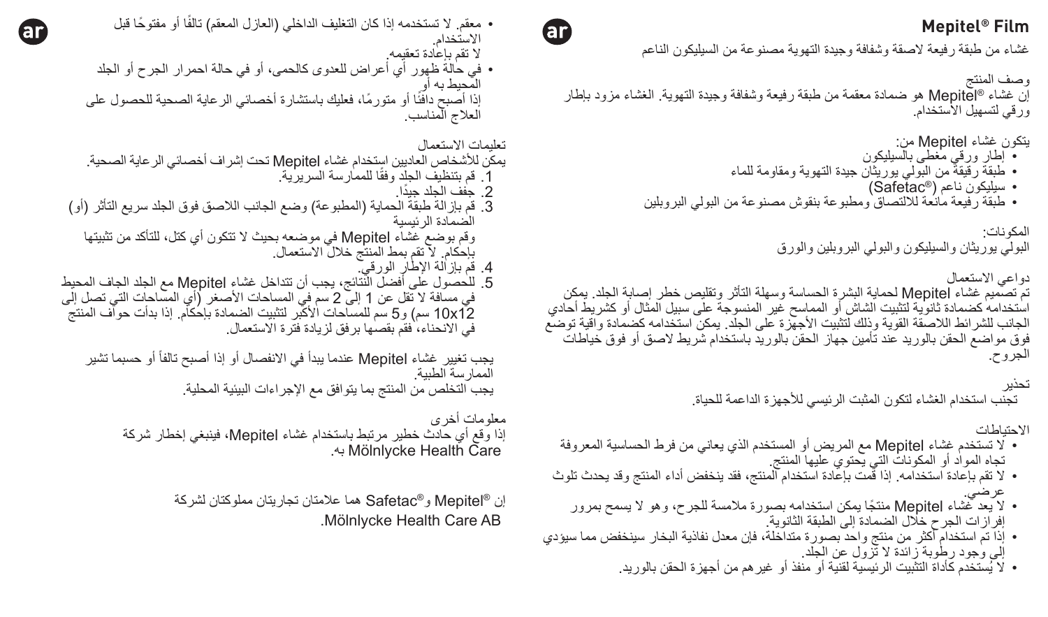# Mepitel® Film

غشاء من طبقة رفيعة لاصقة وشفافة وجيدة التهوية مصنوعة من السيليكون الناعم

وصف المنتج
إن غشاء ®Mepitel هو ضمادة معقمة من طبقة رفيعة وشفافة وجيدة التهوية. الغشاء مزود بإطار ورقي لتسهيل الاستخدام.

يتكون غشاء Mepitel من:
- إطار ورقي مغطى بالسيليكون
- طبقة رقيقة من البولي يوريثان جيدة التهوية ومقاومة للماء
- سيليكون ناعم (®Safetac)
- طبقة رفيعة مانعة للالتصاق ومطبوعة بنقوش مصنوعة من البولي البروبلين

المكونات:
البولي يوريثان والسيليكون والبولي البروبلين والورق

دواعي الاستعمال
تم تصميم غشاء Mepitel لحماية البشرة الحساسة وسهلة التأثر وتقليص خطر إصابة الجلد. يمكن استخدامه كضمادة ثانوية لتثبيت الشاش أو المماسح غير المنسوجة على سبيل المثال أو كشريط أحادي الجانب للشرائط اللاصقة القوية وذلك لتثبيت الأجهزة على الجلد. يمكن استخدامه كضمادة واقية توضع فوق مواضع الحقن بالوريد عند تأمين جهاز الحقن بالوريد باستخدام شريط لاصق أو فوق خياطات الجروح.

تحذير
تجنب استخدام الغشاء لتكون المثبت الرئيسي للأجهزة الداعمة للحياة.

الاحتياطات
- لا تستخدم غشاء Mepitel مع المريض أو المستخدم الذي يعاني من فرط الحساسية المعروفة تجاه المواد أو المكونات التي يحتوي عليها المنتج.
- لا تقم بإعادة استخدامه. إذا قمت بإعادة استخدام المنتج، فقد ينخفض أداء المنتج وقد يحدث تلوث عرضي.
- لا يعد غشاء Mepitel منتجًا يمكن استخدامه بصورة ملامسة للجرح، وهو لا يسمح بمرور إفرازات الجرح خلال الضمادة إلى الطبقة الثانوية.
- إذا تم استخدام أكثر من منتج واحد بصورة متداخلة، فإن معدل نفاذية البخار سينخفض مما سيؤدي إلى وجود رطوبة زائدة لا تزول عن الجلد.
- لا يُستخدم كأداة التثبيت الرئيسية لقنية أو منفذ أو غيرهم من أجهزة الحقن بالوريد.
- معقم. لا تستخدمه إذا كان التغليف الداخلي (العازل المعقم) تالفًا أو مفتوحًا قبل الاستخدام.
لا تقم بإعادة تعقيمه.
- في حالة ظهور أي أعراض للعدوى كالحمى، أو في حالة احمرار الجرح أو الجلد المحيط به أو
إذا أصبح دافئًا أو متورمًا، فعليك باستشارة أخصائي الرعاية الصحية للحصول على العلاج المناسب.

تعليمات الاستعمال
يمكن للأشخاص العاديين استخدام غشاء Mepitel تحت إشراف أخصائي الرعاية الصحية.
1. قم بتنظيف الجلد وفقًا للممارسة السريرية.
2. جفف الجلد جيدًا.
3. قم بإزالة طبقة الحماية (المطبوعة) وضع الجانب اللاصق فوق الجلد سريع التأثر (أو) الضمادة الرئيسية
وقم بوضع غشاء Mepitel في موضعه بحيث لا تتكون أي كتل، للتأكد من تثبيتها بإحكام. لا تقم بمط المنتج خلال الاستعمال.
4. قم بإزالة الإطار الورقي.
5. للحصول على أفضل النتائج، يجب أن تتداخل غشاء Mepitel مع الجلد الجاف المحيط في مسافة لا تقل عن 1 إلى 2 سم في المساحات الأصغر (أي المساحات التي تصل إلى 10x12 سم) و5 سم للمساحات الأكبر لتثبيت الضمادة بإحكام. إذا بدأت حواف المنتج في الانحناء، فقم بقصها برفق لزيادة فترة الاستعمال.

يجب تغيير غشاء Mepitel عندما يبدأ في الانفصال أو إذا أصبح تالفاً أو حسبما تشير الممارسة الطبية.
يجب التخلص من المنتج بما يتوافق مع الإجراءات البيئية المحلية.

معلومات أخرى
إذا وقع أي حادث خطير مرتبط باستخدام غشاء Mepitel، فينبغي إخطار شركة Mölnlycke Health Care به.

إن ®Mepitel و®Safetac هما علامتان تجاريتان مملوكتان لشركة Mölnlycke Health Care AB.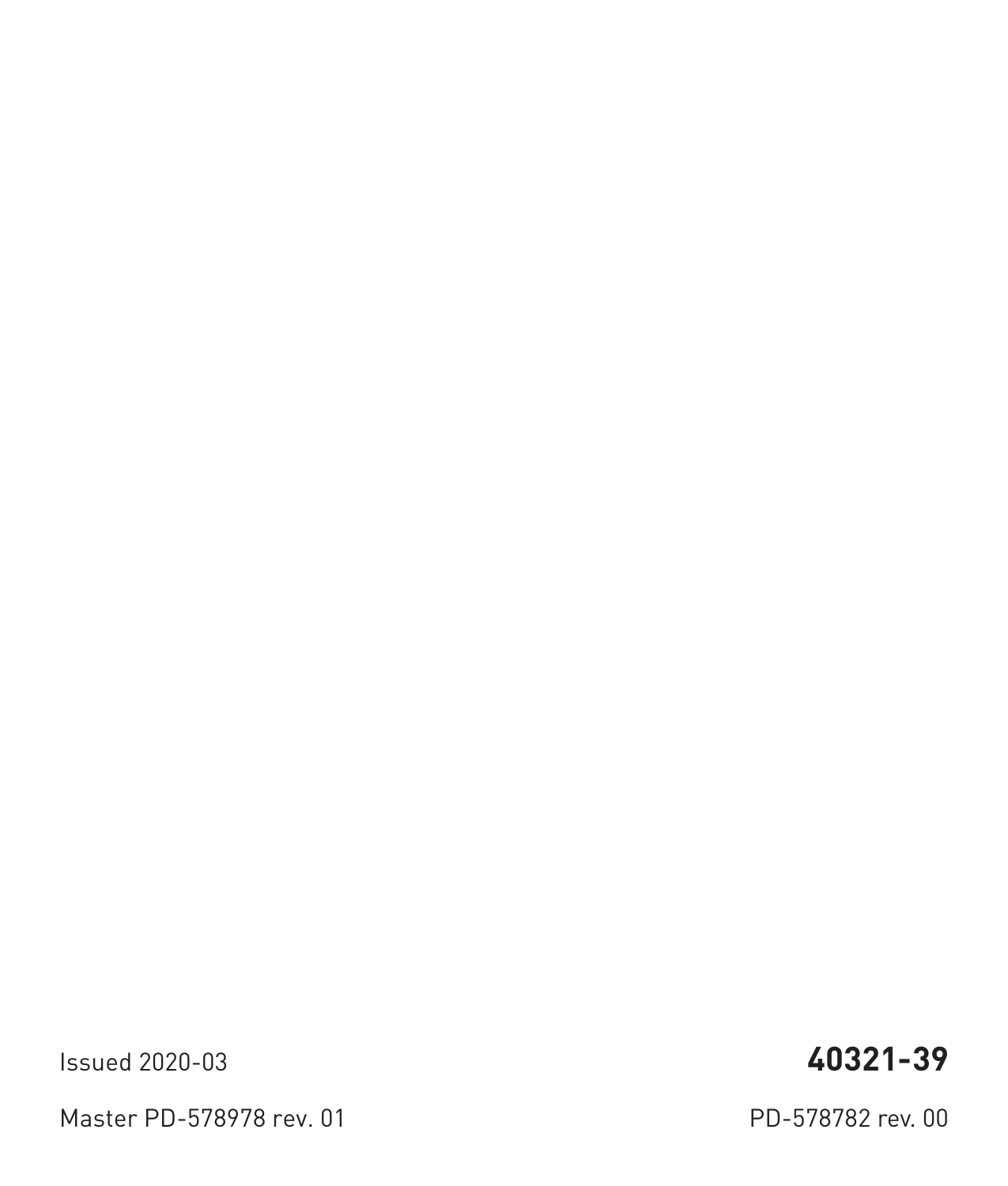Issued 2020-03

**40321-39**

Master PD-578978 rev. 01

PD-578782 rev. 00